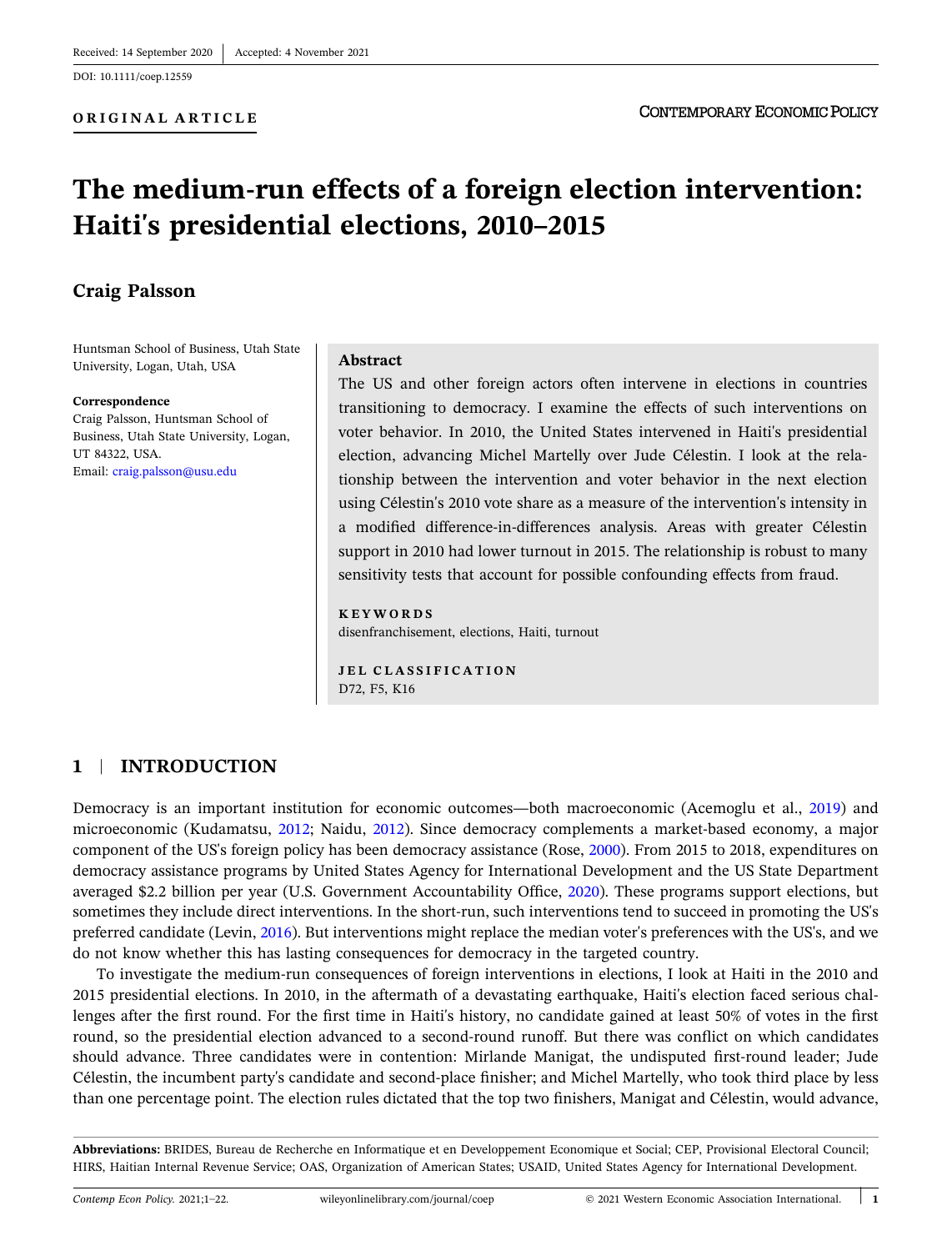Received: 14 September 2020 | Accepted: 4 November 2021

DOI: 10.1111/coep.12559

**ORIGINAL ARTICLE**

# The medium-run effects of a foreign election intervention: Haiti's presidential elections, 2010–2015

**Craig Palsson**

Huntsman School of Business, Utah State University, Logan, Utah, USA

**Correspondence**
Craig Palsson, Huntsman School of Business, Utah State University, Logan, UT 84322, USA.
Email: craig.palsson@usu.edu

## Abstract

The US and other foreign actors often intervene in elections in countries transitioning to democracy. I examine the effects of such interventions on voter behavior. In 2010, the United States intervened in Haiti's presidential election, advancing Michel Martelly over Jude Célestin. I look at the relationship between the intervention and voter behavior in the next election using Célestin's 2010 vote share as a measure of the intervention's intensity in a modified difference-in-differences analysis. Areas with greater Célestin support in 2010 had lower turnout in 2015. The relationship is robust to many sensitivity tests that account for possible confounding effects from fraud.

**KEYWORDS**
disenfranchisement, elections, Haiti, turnout

**JEL CLASSIFICATION**
D72, F5, K16

## 1 | INTRODUCTION

Democracy is an important institution for economic outcomes—both macroeconomic (Acemoglu et al., 2019) and microeconomic (Kudamatsu, 2012; Naidu, 2012). Since democracy complements a market-based economy, a major component of the US's foreign policy has been democracy assistance (Rose, 2000). From 2015 to 2018, expenditures on democracy assistance programs by United States Agency for International Development and the US State Department averaged \$2.2 billion per year (U.S. Government Accountability Office, 2020). These programs support elections, but sometimes they include direct interventions. In the short-run, such interventions tend to succeed in promoting the US's preferred candidate (Levin, 2016). But interventions might replace the median voter's preferences with the US's, and we do not know whether this has lasting consequences for democracy in the targeted country.

To investigate the medium-run consequences of foreign interventions in elections, I look at Haiti in the 2010 and 2015 presidential elections. In 2010, in the aftermath of a devastating earthquake, Haiti's election faced serious challenges after the first round. For the first time in Haiti's history, no candidate gained at least 50% of votes in the first round, so the presidential election advanced to a second-round runoff. But there was conflict on which candidates should advance. Three candidates were in contention: Mirlande Manigat, the undisputed first-round leader; Jude Célestin, the incumbent party's candidate and second-place finisher; and Michel Martelly, who took third place by less than one percentage point. The election rules dictated that the top two finishers, Manigat and Célestin, would advance,

**Abbreviations:** BRIDES, Bureau de Recherche en Informatique et en Developpement Economique et Social; CEP, Provisional Electoral Council; HIRS, Haitian Internal Revenue Service; OAS, Organization of American States; USAID, United States Agency for International Development.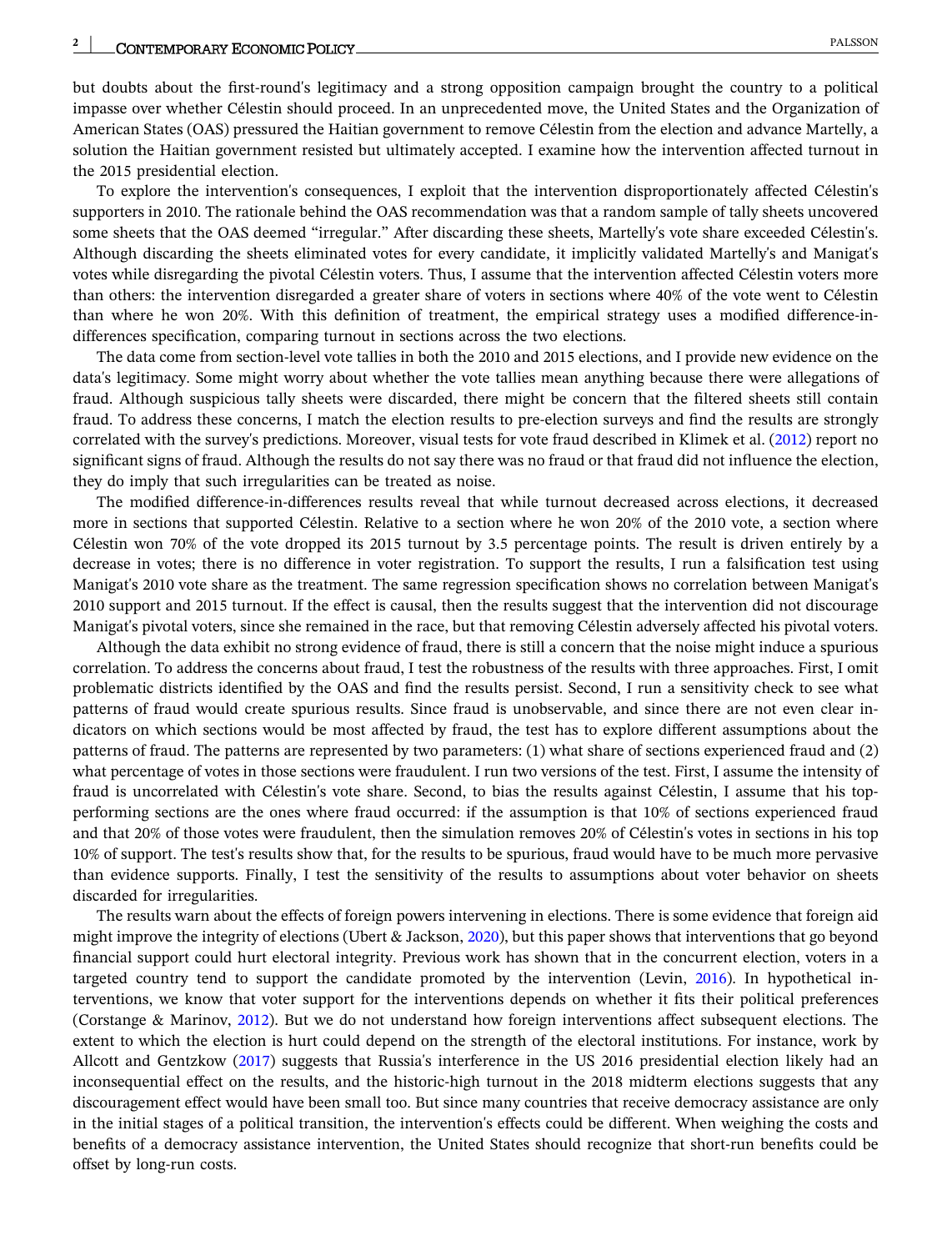but doubts about the first-round's legitimacy and a strong opposition campaign brought the country to a political impasse over whether Célestin should proceed. In an unprecedented move, the United States and the Organization of American States (OAS) pressured the Haitian government to remove Célestin from the election and advance Martelly, a solution the Haitian government resisted but ultimately accepted. I examine how the intervention affected turnout in the 2015 presidential election.

To explore the intervention's consequences, I exploit that the intervention disproportionately affected Célestin's supporters in 2010. The rationale behind the OAS recommendation was that a random sample of tally sheets uncovered some sheets that the OAS deemed "irregular." After discarding these sheets, Martelly's vote share exceeded Célestin's. Although discarding the sheets eliminated votes for every candidate, it implicitly validated Martelly's and Manigat's votes while disregarding the pivotal Célestin voters. Thus, I assume that the intervention affected Célestin voters more than others: the intervention disregarded a greater share of voters in sections where 40% of the vote went to Célestin than where he won 20%. With this definition of treatment, the empirical strategy uses a modified difference-in-differences specification, comparing turnout in sections across the two elections.

The data come from section-level vote tallies in both the 2010 and 2015 elections, and I provide new evidence on the data's legitimacy. Some might worry about whether the vote tallies mean anything because there were allegations of fraud. Although suspicious tally sheets were discarded, there might be concern that the filtered sheets still contain fraud. To address these concerns, I match the election results to pre-election surveys and find the results are strongly correlated with the survey's predictions. Moreover, visual tests for vote fraud described in Klimek et al. (2012) report no significant signs of fraud. Although the results do not say there was no fraud or that fraud did not influence the election, they do imply that such irregularities can be treated as noise.

The modified difference-in-differences results reveal that while turnout decreased across elections, it decreased more in sections that supported Célestin. Relative to a section where he won 20% of the 2010 vote, a section where Célestin won 70% of the vote dropped its 2015 turnout by 3.5 percentage points. The result is driven entirely by a decrease in votes; there is no difference in voter registration. To support the results, I run a falsification test using Manigat's 2010 vote share as the treatment. The same regression specification shows no correlation between Manigat's 2010 support and 2015 turnout. If the effect is causal, then the results suggest that the intervention did not discourage Manigat's pivotal voters, since she remained in the race, but that removing Célestin adversely affected his pivotal voters.

Although the data exhibit no strong evidence of fraud, there is still a concern that the noise might induce a spurious correlation. To address the concerns about fraud, I test the robustness of the results with three approaches. First, I omit problematic districts identified by the OAS and find the results persist. Second, I run a sensitivity check to see what patterns of fraud would create spurious results. Since fraud is unobservable, and since there are not even clear indicators on which sections would be most affected by fraud, the test has to explore different assumptions about the patterns of fraud. The patterns are represented by two parameters: (1) what share of sections experienced fraud and (2) what percentage of votes in those sections were fraudulent. I run two versions of the test. First, I assume the intensity of fraud is uncorrelated with Célestin's vote share. Second, to bias the results against Célestin, I assume that his top-performing sections are the ones where fraud occurred: if the assumption is that 10% of sections experienced fraud and that 20% of those votes were fraudulent, then the simulation removes 20% of Célestin's votes in sections in his top 10% of support. The test's results show that, for the results to be spurious, fraud would have to be much more pervasive than evidence supports. Finally, I test the sensitivity of the results to assumptions about voter behavior on sheets discarded for irregularities.

The results warn about the effects of foreign powers intervening in elections. There is some evidence that foreign aid might improve the integrity of elections (Ubert & Jackson, 2020), but this paper shows that interventions that go beyond financial support could hurt electoral integrity. Previous work has shown that in the concurrent election, voters in a targeted country tend to support the candidate promoted by the intervention (Levin, 2016). In hypothetical interventions, we know that voter support for the interventions depends on whether it fits their political preferences (Corstange & Marinov, 2012). But we do not understand how foreign interventions affect subsequent elections. The extent to which the election is hurt could depend on the strength of the electoral institutions. For instance, work by Allcott and Gentzkow (2017) suggests that Russia's interference in the US 2016 presidential election likely had an inconsequential effect on the results, and the historic-high turnout in the 2018 midterm elections suggests that any discouragement effect would have been small too. But since many countries that receive democracy assistance are only in the initial stages of a political transition, the intervention's effects could be different. When weighing the costs and benefits of a democracy assistance intervention, the United States should recognize that short-run benefits could be offset by long-run costs.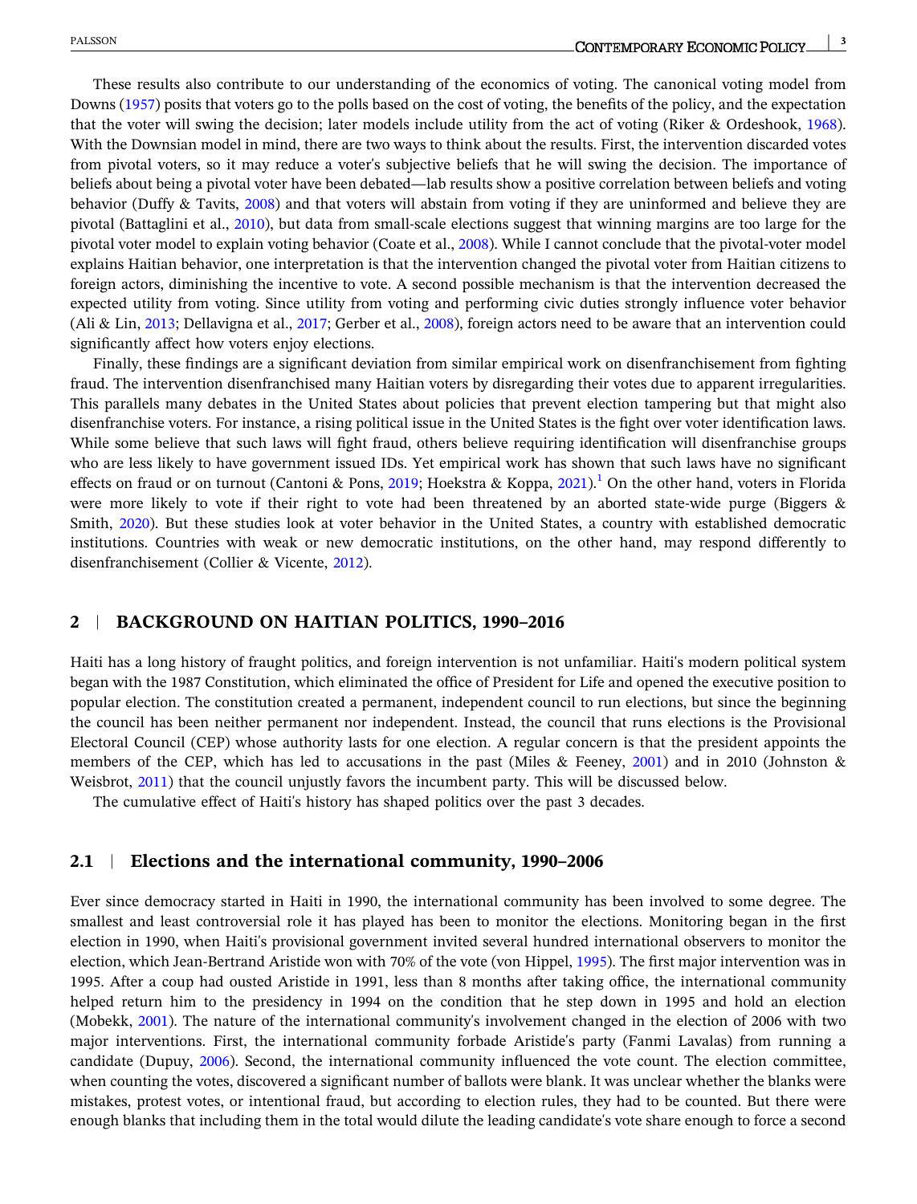These results also contribute to our understanding of the economics of voting. The canonical voting model from Downs (1957) posits that voters go to the polls based on the cost of voting, the benefits of the policy, and the expectation that the voter will swing the decision; later models include utility from the act of voting (Riker & Ordeshook, 1968). With the Downsian model in mind, there are two ways to think about the results. First, the intervention discarded votes from pivotal voters, so it may reduce a voter's subjective beliefs that he will swing the decision. The importance of beliefs about being a pivotal voter have been debated—lab results show a positive correlation between beliefs and voting behavior (Duffy & Tavits, 2008) and that voters will abstain from voting if they are uninformed and believe they are pivotal (Battaglini et al., 2010), but data from small-scale elections suggest that winning margins are too large for the pivotal voter model to explain voting behavior (Coate et al., 2008). While I cannot conclude that the pivotal-voter model explains Haitian behavior, one interpretation is that the intervention changed the pivotal voter from Haitian citizens to foreign actors, diminishing the incentive to vote. A second possible mechanism is that the intervention decreased the expected utility from voting. Since utility from voting and performing civic duties strongly influence voter behavior (Ali & Lin, 2013; Dellavigna et al., 2017; Gerber et al., 2008), foreign actors need to be aware that an intervention could significantly affect how voters enjoy elections.

Finally, these findings are a significant deviation from similar empirical work on disenfranchisement from fighting fraud. The intervention disenfranchised many Haitian voters by disregarding their votes due to apparent irregularities. This parallels many debates in the United States about policies that prevent election tampering but that might also disenfranchise voters. For instance, a rising political issue in the United States is the fight over voter identification laws. While some believe that such laws will fight fraud, others believe requiring identification will disenfranchise groups who are less likely to have government issued IDs. Yet empirical work has shown that such laws have no significant effects on fraud or on turnout (Cantoni & Pons, 2019; Hoekstra & Koppa, 2021).[1] On the other hand, voters in Florida were more likely to vote if their right to vote had been threatened by an aborted state-wide purge (Biggers & Smith, 2020). But these studies look at voter behavior in the United States, a country with established democratic institutions. Countries with weak or new democratic institutions, on the other hand, may respond differently to disenfranchisement (Collier & Vicente, 2012).

## 2 | BACKGROUND ON HAITIAN POLITICS, 1990–2016

Haiti has a long history of fraught politics, and foreign intervention is not unfamiliar. Haiti's modern political system began with the 1987 Constitution, which eliminated the office of President for Life and opened the executive position to popular election. The constitution created a permanent, independent council to run elections, but since the beginning the council has been neither permanent nor independent. Instead, the council that runs elections is the Provisional Electoral Council (CEP) whose authority lasts for one election. A regular concern is that the president appoints the members of the CEP, which has led to accusations in the past (Miles & Feeney, 2001) and in 2010 (Johnston & Weisbrot, 2011) that the council unjustly favors the incumbent party. This will be discussed below.

The cumulative effect of Haiti's history has shaped politics over the past 3 decades.

### 2.1 | Elections and the international community, 1990–2006

Ever since democracy started in Haiti in 1990, the international community has been involved to some degree. The smallest and least controversial role it has played has been to monitor the elections. Monitoring began in the first election in 1990, when Haiti's provisional government invited several hundred international observers to monitor the election, which Jean-Bertrand Aristide won with 70% of the vote (von Hippel, 1995). The first major intervention was in 1995. After a coup had ousted Aristide in 1991, less than 8 months after taking office, the international community helped return him to the presidency in 1994 on the condition that he step down in 1995 and hold an election (Mobekk, 2001). The nature of the international community's involvement changed in the election of 2006 with two major interventions. First, the international community forbade Aristide's party (Fanmi Lavalas) from running a candidate (Dupuy, 2006). Second, the international community influenced the vote count. The election committee, when counting the votes, discovered a significant number of ballots were blank. It was unclear whether the blanks were mistakes, protest votes, or intentional fraud, but according to election rules, they had to be counted. But there were enough blanks that including them in the total would dilute the leading candidate's vote share enough to force a second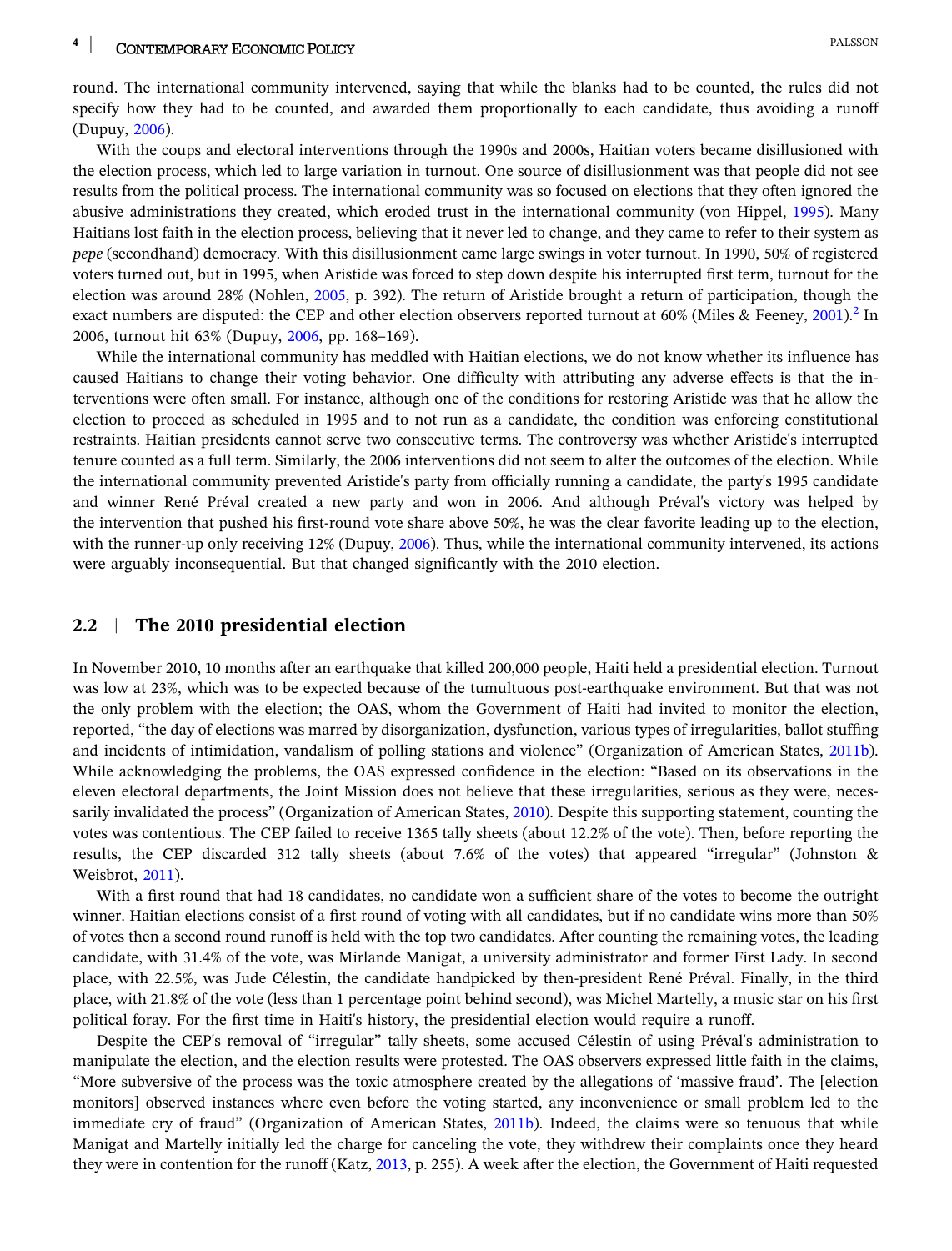round. The international community intervened, saying that while the blanks had to be counted, the rules did not specify how they had to be counted, and awarded them proportionally to each candidate, thus avoiding a runoff (Dupuy, 2006).

With the coups and electoral interventions through the 1990s and 2000s, Haitian voters became disillusioned with the election process, which led to large variation in turnout. One source of disillusionment was that people did not see results from the political process. The international community was so focused on elections that they often ignored the abusive administrations they created, which eroded trust in the international community (von Hippel, 1995). Many Haitians lost faith in the election process, believing that it never led to change, and they came to refer to their system as *pepe* (secondhand) democracy. With this disillusionment came large swings in voter turnout. In 1990, 50% of registered voters turned out, but in 1995, when Aristide was forced to step down despite his interrupted first term, turnout for the election was around 28% (Nohlen, 2005, p. 392). The return of Aristide brought a return of participation, though the exact numbers are disputed: the CEP and other election observers reported turnout at 60% (Miles & Feeney, 2001).[2] In 2006, turnout hit 63% (Dupuy, 2006, pp. 168–169).

While the international community has meddled with Haitian elections, we do not know whether its influence has caused Haitians to change their voting behavior. One difficulty with attributing any adverse effects is that the interventions were often small. For instance, although one of the conditions for restoring Aristide was that he allow the election to proceed as scheduled in 1995 and to not run as a candidate, the condition was enforcing constitutional restraints. Haitian presidents cannot serve two consecutive terms. The controversy was whether Aristide's interrupted tenure counted as a full term. Similarly, the 2006 interventions did not seem to alter the outcomes of the election. While the international community prevented Aristide's party from officially running a candidate, the party's 1995 candidate and winner René Préval created a new party and won in 2006. And although Préval's victory was helped by the intervention that pushed his first-round vote share above 50%, he was the clear favorite leading up to the election, with the runner-up only receiving 12% (Dupuy, 2006). Thus, while the international community intervened, its actions were arguably inconsequential. But that changed significantly with the 2010 election.

## 2.2 | The 2010 presidential election

In November 2010, 10 months after an earthquake that killed 200,000 people, Haiti held a presidential election. Turnout was low at 23%, which was to be expected because of the tumultuous post-earthquake environment. But that was not the only problem with the election; the OAS, whom the Government of Haiti had invited to monitor the election, reported, "the day of elections was marred by disorganization, dysfunction, various types of irregularities, ballot stuffing and incidents of intimidation, vandalism of polling stations and violence" (Organization of American States, 2011b). While acknowledging the problems, the OAS expressed confidence in the election: "Based on its observations in the eleven electoral departments, the Joint Mission does not believe that these irregularities, serious as they were, necessarily invalidated the process" (Organization of American States, 2010). Despite this supporting statement, counting the votes was contentious. The CEP failed to receive 1365 tally sheets (about 12.2% of the vote). Then, before reporting the results, the CEP discarded 312 tally sheets (about 7.6% of the votes) that appeared "irregular" (Johnston & Weisbrot, 2011).

With a first round that had 18 candidates, no candidate won a sufficient share of the votes to become the outright winner. Haitian elections consist of a first round of voting with all candidates, but if no candidate wins more than 50% of votes then a second round runoff is held with the top two candidates. After counting the remaining votes, the leading candidate, with 31.4% of the vote, was Mirlande Manigat, a university administrator and former First Lady. In second place, with 22.5%, was Jude Célestin, the candidate handpicked by then-president René Préval. Finally, in the third place, with 21.8% of the vote (less than 1 percentage point behind second), was Michel Martelly, a music star on his first political foray. For the first time in Haiti's history, the presidential election would require a runoff.

Despite the CEP's removal of "irregular" tally sheets, some accused Célestin of using Préval's administration to manipulate the election, and the election results were protested. The OAS observers expressed little faith in the claims, "More subversive of the process was the toxic atmosphere created by the allegations of 'massive fraud'. The [election monitors] observed instances where even before the voting started, any inconvenience or small problem led to the immediate cry of fraud" (Organization of American States, 2011b). Indeed, the claims were so tenuous that while Manigat and Martelly initially led the charge for canceling the vote, they withdrew their complaints once they heard they were in contention for the runoff (Katz, 2013, p. 255). A week after the election, the Government of Haiti requested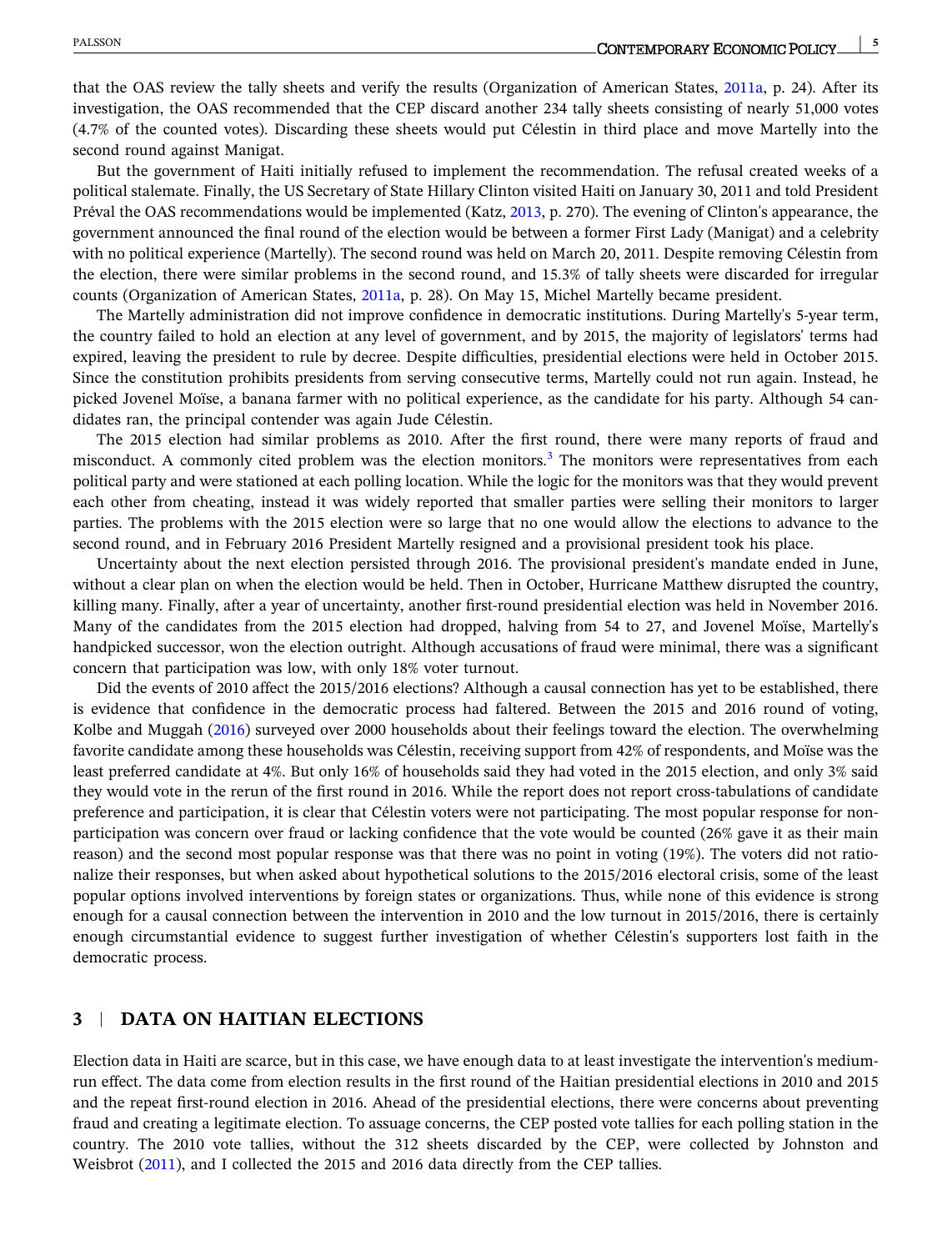that the OAS review the tally sheets and verify the results (Organization of American States, 2011a, p. 24). After its investigation, the OAS recommended that the CEP discard another 234 tally sheets consisting of nearly 51,000 votes (4.7% of the counted votes). Discarding these sheets would put Célestin in third place and move Martelly into the second round against Manigat.

But the government of Haiti initially refused to implement the recommendation. The refusal created weeks of a political stalemate. Finally, the US Secretary of State Hillary Clinton visited Haiti on January 30, 2011 and told President Préval the OAS recommendations would be implemented (Katz, 2013, p. 270). The evening of Clinton's appearance, the government announced the final round of the election would be between a former First Lady (Manigat) and a celebrity with no political experience (Martelly). The second round was held on March 20, 2011. Despite removing Célestin from the election, there were similar problems in the second round, and 15.3% of tally sheets were discarded for irregular counts (Organization of American States, 2011a, p. 28). On May 15, Michel Martelly became president.

The Martelly administration did not improve confidence in democratic institutions. During Martelly's 5-year term, the country failed to hold an election at any level of government, and by 2015, the majority of legislators' terms had expired, leaving the president to rule by decree. Despite difficulties, presidential elections were held in October 2015. Since the constitution prohibits presidents from serving consecutive terms, Martelly could not run again. Instead, he picked Jovenel Moïse, a banana farmer with no political experience, as the candidate for his party. Although 54 candidates ran, the principal contender was again Jude Célestin.

The 2015 election had similar problems as 2010. After the first round, there were many reports of fraud and misconduct. A commonly cited problem was the election monitors.[3] The monitors were representatives from each political party and were stationed at each polling location. While the logic for the monitors was that they would prevent each other from cheating, instead it was widely reported that smaller parties were selling their monitors to larger parties. The problems with the 2015 election were so large that no one would allow the elections to advance to the second round, and in February 2016 President Martelly resigned and a provisional president took his place.

Uncertainty about the next election persisted through 2016. The provisional president's mandate ended in June, without a clear plan on when the election would be held. Then in October, Hurricane Matthew disrupted the country, killing many. Finally, after a year of uncertainty, another first-round presidential election was held in November 2016. Many of the candidates from the 2015 election had dropped, halving from 54 to 27, and Jovenel Moïse, Martelly's handpicked successor, won the election outright. Although accusations of fraud were minimal, there was a significant concern that participation was low, with only 18% voter turnout.

Did the events of 2010 affect the 2015/2016 elections? Although a causal connection has yet to be established, there is evidence that confidence in the democratic process had faltered. Between the 2015 and 2016 round of voting, Kolbe and Muggah (2016) surveyed over 2000 households about their feelings toward the election. The overwhelming favorite candidate among these households was Célestin, receiving support from 42% of respondents, and Moïse was the least preferred candidate at 4%. But only 16% of households said they had voted in the 2015 election, and only 3% said they would vote in the rerun of the first round in 2016. While the report does not report cross-tabulations of candidate preference and participation, it is clear that Célestin voters were not participating. The most popular response for non-participation was concern over fraud or lacking confidence that the vote would be counted (26% gave it as their main reason) and the second most popular response was that there was no point in voting (19%). The voters did not rationalize their responses, but when asked about hypothetical solutions to the 2015/2016 electoral crisis, some of the least popular options involved interventions by foreign states or organizations. Thus, while none of this evidence is strong enough for a causal connection between the intervention in 2010 and the low turnout in 2015/2016, there is certainly enough circumstantial evidence to suggest further investigation of whether Célestin's supporters lost faith in the democratic process.

## 3 | DATA ON HAITIAN ELECTIONS

Election data in Haiti are scarce, but in this case, we have enough data to at least investigate the intervention's medium-run effect. The data come from election results in the first round of the Haitian presidential elections in 2010 and 2015 and the repeat first-round election in 2016. Ahead of the presidential elections, there were concerns about preventing fraud and creating a legitimate election. To assuage concerns, the CEP posted vote tallies for each polling station in the country. The 2010 vote tallies, without the 312 sheets discarded by the CEP, were collected by Johnston and Weisbrot (2011), and I collected the 2015 and 2016 data directly from the CEP tallies.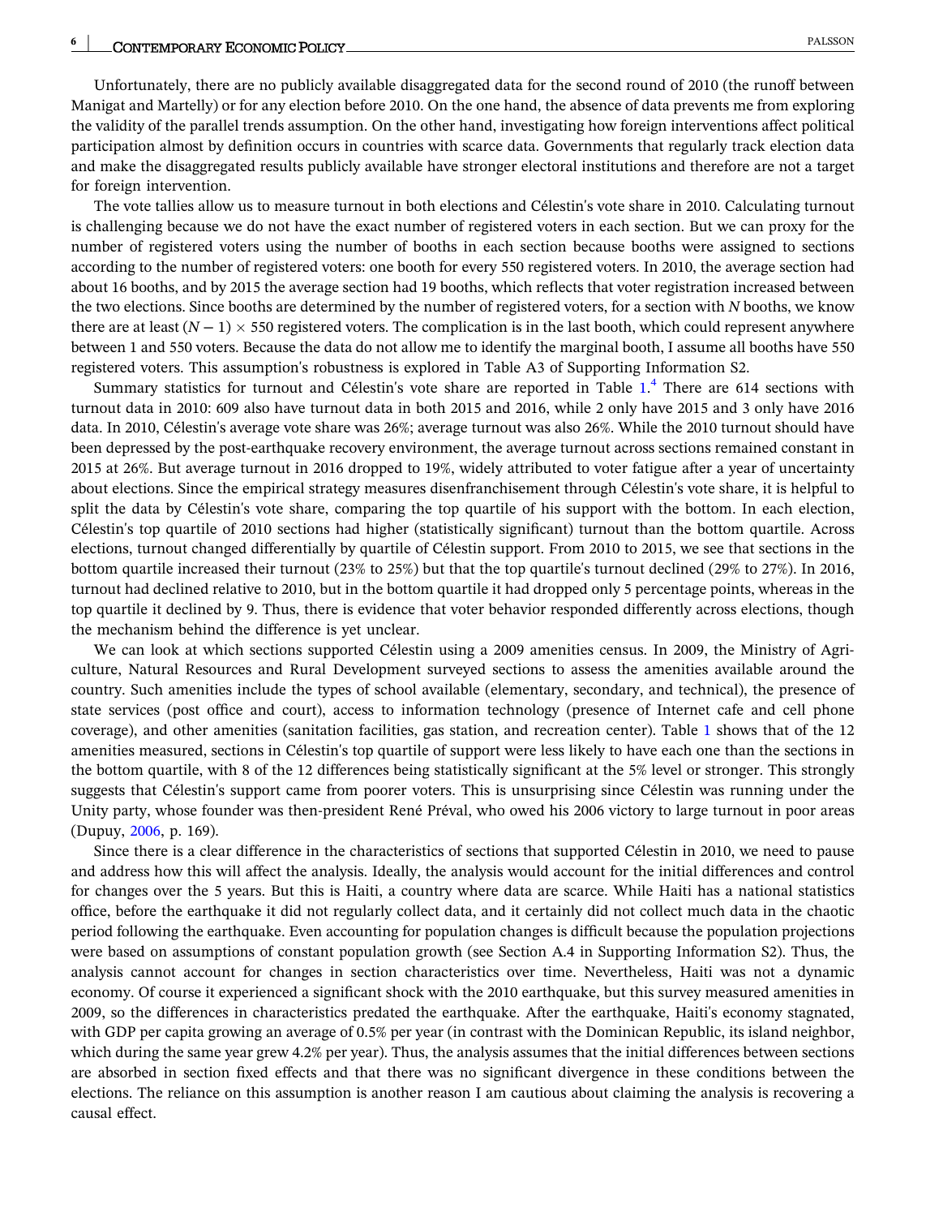Unfortunately, there are no publicly available disaggregated data for the second round of 2010 (the runoff between Manigat and Martelly) or for any election before 2010. On the one hand, the absence of data prevents me from exploring the validity of the parallel trends assumption. On the other hand, investigating how foreign interventions affect political participation almost by definition occurs in countries with scarce data. Governments that regularly track election data and make the disaggregated results publicly available have stronger electoral institutions and therefore are not a target for foreign intervention.

The vote tallies allow us to measure turnout in both elections and Célestin's vote share in 2010. Calculating turnout is challenging because we do not have the exact number of registered voters in each section. But we can proxy for the number of registered voters using the number of booths in each section because booths were assigned to sections according to the number of registered voters: one booth for every 550 registered voters. In 2010, the average section had about 16 booths, and by 2015 the average section had 19 booths, which reflects that voter registration increased between the two elections. Since booths are determined by the number of registered voters, for a section with $N$ booths, we know there are at least $(N-1) \times 550$ registered voters. The complication is in the last booth, which could represent anywhere between 1 and 550 voters. Because the data do not allow me to identify the marginal booth, I assume all booths have 550 registered voters. This assumption's robustness is explored in Table A3 of Supporting Information S2.

Summary statistics for turnout and Célestin's vote share are reported in Table 1.[4] There are 614 sections with turnout data in 2010: 609 also have turnout data in both 2015 and 2016, while 2 only have 2015 and 3 only have 2016 data. In 2010, Célestin's average vote share was 26%; average turnout was also 26%. While the 2010 turnout should have been depressed by the post-earthquake recovery environment, the average turnout across sections remained constant in 2015 at 26%. But average turnout in 2016 dropped to 19%, widely attributed to voter fatigue after a year of uncertainty about elections. Since the empirical strategy measures disenfranchisement through Célestin's vote share, it is helpful to split the data by Célestin's vote share, comparing the top quartile of his support with the bottom. In each election, Célestin's top quartile of 2010 sections had higher (statistically significant) turnout than the bottom quartile. Across elections, turnout changed differentially by quartile of Célestin support. From 2010 to 2015, we see that sections in the bottom quartile increased their turnout (23% to 25%) but that the top quartile's turnout declined (29% to 27%). In 2016, turnout had declined relative to 2010, but in the bottom quartile it had dropped only 5 percentage points, whereas in the top quartile it declined by 9. Thus, there is evidence that voter behavior responded differently across elections, though the mechanism behind the difference is yet unclear.

We can look at which sections supported Célestin using a 2009 amenities census. In 2009, the Ministry of Agriculture, Natural Resources and Rural Development surveyed sections to assess the amenities available around the country. Such amenities include the types of school available (elementary, secondary, and technical), the presence of state services (post office and court), access to information technology (presence of Internet cafe and cell phone coverage), and other amenities (sanitation facilities, gas station, and recreation center). Table 1 shows that of the 12 amenities measured, sections in Célestin's top quartile of support were less likely to have each one than the sections in the bottom quartile, with 8 of the 12 differences being statistically significant at the 5% level or stronger. This strongly suggests that Célestin's support came from poorer voters. This is unsurprising since Célestin was running under the Unity party, whose founder was then-president René Préval, who owed his 2006 victory to large turnout in poor areas (Dupuy, 2006, p. 169).

Since there is a clear difference in the characteristics of sections that supported Célestin in 2010, we need to pause and address how this will affect the analysis. Ideally, the analysis would account for the initial differences and control for changes over the 5 years. But this is Haiti, a country where data are scarce. While Haiti has a national statistics office, before the earthquake it did not regularly collect data, and it certainly did not collect much data in the chaotic period following the earthquake. Even accounting for population changes is difficult because the population projections were based on assumptions of constant population growth (see Section A.4 in Supporting Information S2). Thus, the analysis cannot account for changes in section characteristics over time. Nevertheless, Haiti was not a dynamic economy. Of course it experienced a significant shock with the 2010 earthquake, but this survey measured amenities in 2009, so the differences in characteristics predated the earthquake. After the earthquake, Haiti's economy stagnated, with GDP per capita growing an average of 0.5% per year (in contrast with the Dominican Republic, its island neighbor, which during the same year grew 4.2% per year). Thus, the analysis assumes that the initial differences between sections are absorbed in section fixed effects and that there was no significant divergence in these conditions between the elections. The reliance on this assumption is another reason I am cautious about claiming the analysis is recovering a causal effect.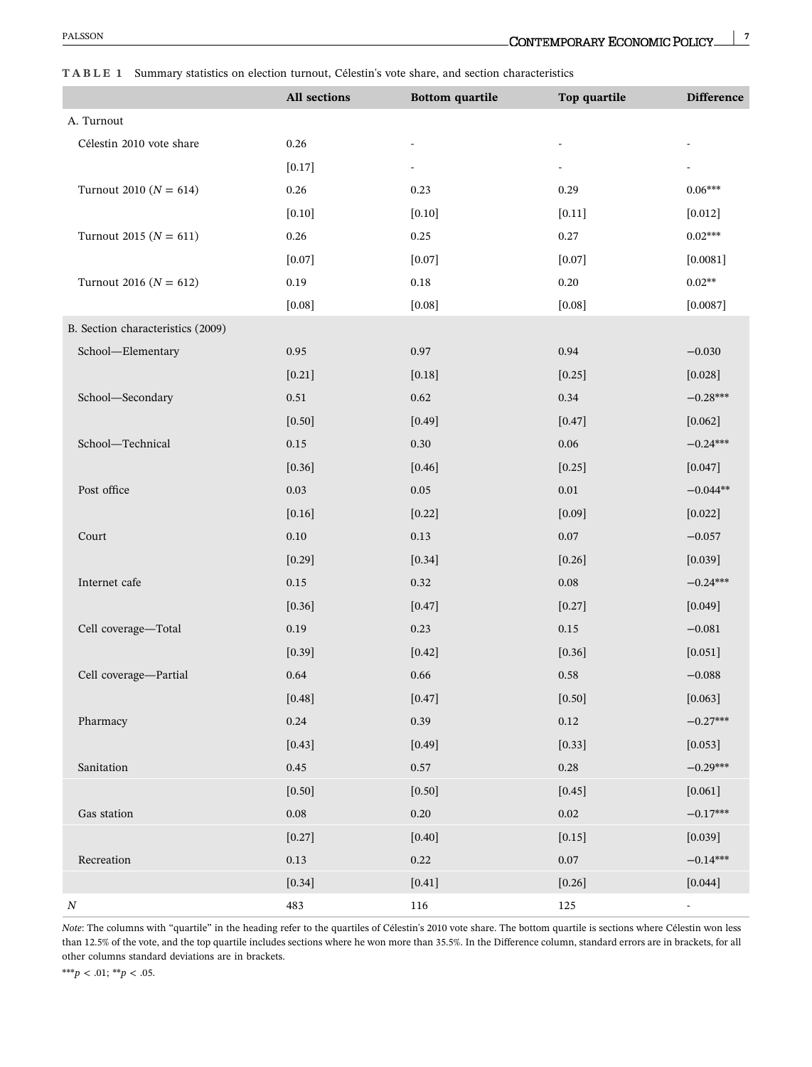**TABLE 1** Summary statistics on election turnout, Célestin's vote share, and section characteristics

| | All sections | Bottom quartile | Top quartile | Difference |
|---|---|---|---|---|
| A. Turnout | | | | |
| Célestin 2010 vote share | 0.26 | - | - | - |
| | [0.17] | - | - | - |
| Turnout 2010 ($N = 614$) | 0.26 | 0.23 | 0.29 | 0.06*** |
| | [0.10] | [0.10] | [0.11] | [0.012] |
| Turnout 2015 ($N = 611$) | 0.26 | 0.25 | 0.27 | 0.02*** |
| | [0.07] | [0.07] | [0.07] | [0.0081] |
| Turnout 2016 ($N = 612$) | 0.19 | 0.18 | 0.20 | 0.02** |
| | [0.08] | [0.08] | [0.08] | [0.0087] |
| B. Section characteristics (2009) | | | | |
| School—Elementary | 0.95 | 0.97 | 0.94 | −0.030 |
| | [0.21] | [0.18] | [0.25] | [0.028] |
| School—Secondary | 0.51 | 0.62 | 0.34 | −0.28*** |
| | [0.50] | [0.49] | [0.47] | [0.062] |
| School—Technical | 0.15 | 0.30 | 0.06 | −0.24*** |
| | [0.36] | [0.46] | [0.25] | [0.047] |
| Post office | 0.03 | 0.05 | 0.01 | −0.044** |
| | [0.16] | [0.22] | [0.09] | [0.022] |
| Court | 0.10 | 0.13 | 0.07 | −0.057 |
| | [0.29] | [0.34] | [0.26] | [0.039] |
| Internet cafe | 0.15 | 0.32 | 0.08 | −0.24*** |
| | [0.36] | [0.47] | [0.27] | [0.049] |
| Cell coverage—Total | 0.19 | 0.23 | 0.15 | −0.081 |
| | [0.39] | [0.42] | [0.36] | [0.051] |
| Cell coverage—Partial | 0.64 | 0.66 | 0.58 | −0.088 |
| | [0.48] | [0.47] | [0.50] | [0.063] |
| Pharmacy | 0.24 | 0.39 | 0.12 | −0.27*** |
| | [0.43] | [0.49] | [0.33] | [0.053] |
| Sanitation | 0.45 | 0.57 | 0.28 | −0.29*** |
| | [0.50] | [0.50] | [0.45] | [0.061] |
| Gas station | 0.08 | 0.20 | 0.02 | −0.17*** |
| | [0.27] | [0.40] | [0.15] | [0.039] |
| Recreation | 0.13 | 0.22 | 0.07 | −0.14*** |
| | [0.34] | [0.41] | [0.26] | [0.044] |
| $N$ | 483 | 116 | 125 | - |

*Note*: The columns with "quartile" in the heading refer to the quartiles of Célestin's 2010 vote share. The bottom quartile is sections where Célestin won less than 12.5% of the vote, and the top quartile includes sections where he won more than 35.5%. In the Difference column, standard errors are in brackets, for all other columns standard deviations are in brackets.

***$p < .01$; **$p < .05$.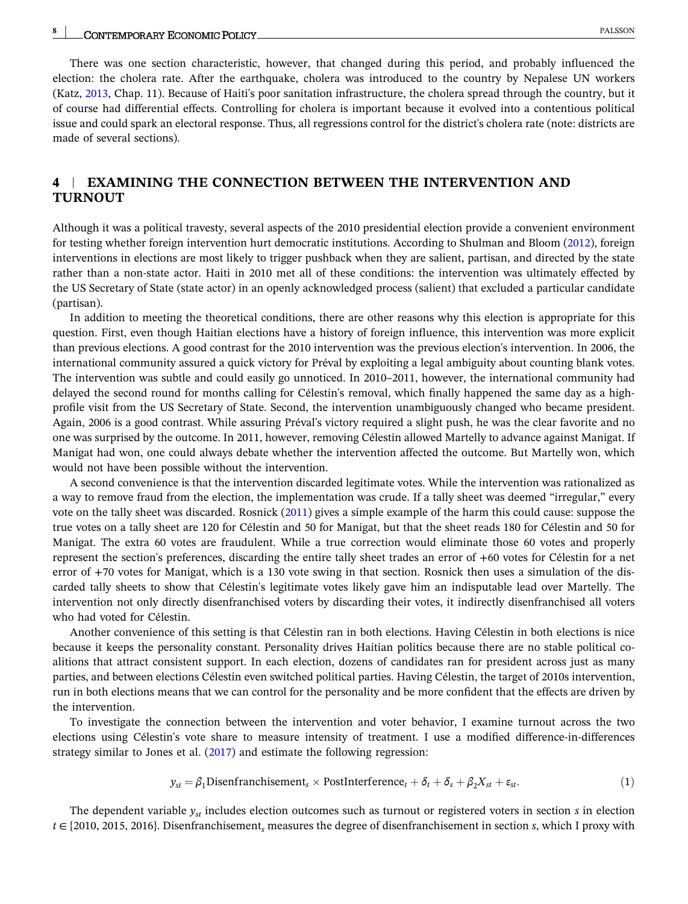There was one section characteristic, however, that changed during this period, and probably influenced the election: the cholera rate. After the earthquake, cholera was introduced to the country by Nepalese UN workers (Katz, 2013, Chap. 11). Because of Haiti's poor sanitation infrastructure, the cholera spread through the country, but it of course had differential effects. Controlling for cholera is important because it evolved into a contentious political issue and could spark an electoral response. Thus, all regressions control for the district's cholera rate (note: districts are made of several sections).

## 4 | EXAMINING THE CONNECTION BETWEEN THE INTERVENTION AND TURNOUT

Although it was a political travesty, several aspects of the 2010 presidential election provide a convenient environment for testing whether foreign intervention hurt democratic institutions. According to Shulman and Bloom (2012), foreign interventions in elections are most likely to trigger pushback when they are salient, partisan, and directed by the state rather than a non-state actor. Haiti in 2010 met all of these conditions: the intervention was ultimately effected by the US Secretary of State (state actor) in an openly acknowledged process (salient) that excluded a particular candidate (partisan).

In addition to meeting the theoretical conditions, there are other reasons why this election is appropriate for this question. First, even though Haitian elections have a history of foreign influence, this intervention was more explicit than previous elections. A good contrast for the 2010 intervention was the previous election's intervention. In 2006, the international community assured a quick victory for Préval by exploiting a legal ambiguity about counting blank votes. The intervention was subtle and could easily go unnoticed. In 2010–2011, however, the international community had delayed the second round for months calling for Célestin's removal, which finally happened the same day as a high-profile visit from the US Secretary of State. Second, the intervention unambiguously changed who became president. Again, 2006 is a good contrast. While assuring Préval's victory required a slight push, he was the clear favorite and no one was surprised by the outcome. In 2011, however, removing Célestin allowed Martelly to advance against Manigat. If Manigat had won, one could always debate whether the intervention affected the outcome. But Martelly won, which would not have been possible without the intervention.

A second convenience is that the intervention discarded legitimate votes. While the intervention was rationalized as a way to remove fraud from the election, the implementation was crude. If a tally sheet was deemed "irregular," every vote on the tally sheet was discarded. Rosnick (2011) gives a simple example of the harm this could cause: suppose the true votes on a tally sheet are 120 for Célestin and 50 for Manigat, but that the sheet reads 180 for Célestin and 50 for Manigat. The extra 60 votes are fraudulent. While a true correction would eliminate those 60 votes and properly represent the section's preferences, discarding the entire tally sheet trades an error of +60 votes for Célestin for a net error of +70 votes for Manigat, which is a 130 vote swing in that section. Rosnick then uses a simulation of the discarded tally sheets to show that Célestin's legitimate votes likely gave him an indisputable lead over Martelly. The intervention not only directly disenfranchised voters by discarding their votes, it indirectly disenfranchised all voters who had voted for Célestin.

Another convenience of this setting is that Célestin ran in both elections. Having Célestin in both elections is nice because it keeps the personality constant. Personality drives Haitian politics because there are no stable political coalitions that attract consistent support. In each election, dozens of candidates ran for president across just as many parties, and between elections Célestin even switched political parties. Having Célestin, the target of 2010s intervention, run in both elections means that we can control for the personality and be more confident that the effects are driven by the intervention.

To investigate the connection between the intervention and voter behavior, I examine turnout across the two elections using Célestin's vote share to measure intensity of treatment. I use a modified difference-in-differences strategy similar to Jones et al. (2017) and estimate the following regression:

$$y_{st} = \beta_1 \text{Disenfranchisement}_s \times \text{PostInterference}_t + \delta_t + \delta_s + \beta_2 X_{st} + \varepsilon_{st}. \tag{1}$$

The dependent variable $y_{st}$ includes election outcomes such as turnout or registered voters in section $s$ in election $t \in \{2010, 2015, 2016\}$. $\text{Disenfranchisement}_s$ measures the degree of disenfranchisement in section $s$, which I proxy with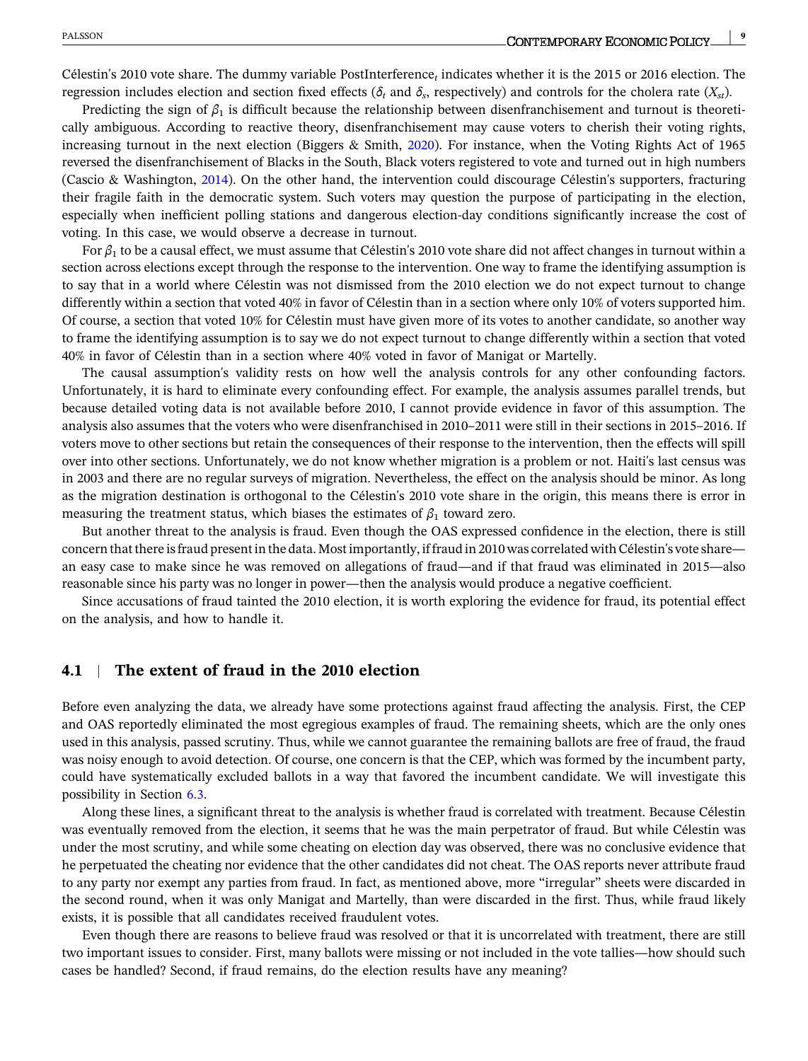Célestin's 2010 vote share. The dummy variable $\text{PostInterference}_t$ indicates whether it is the 2015 or 2016 election. The regression includes election and section fixed effects ($\delta_t$ and $\delta_s$, respectively) and controls for the cholera rate ($X_{st}$).

Predicting the sign of $\beta_1$ is difficult because the relationship between disenfranchisement and turnout is theoretically ambiguous. According to reactive theory, disenfranchisement may cause voters to cherish their voting rights, increasing turnout in the next election (Biggers & Smith, 2020). For instance, when the Voting Rights Act of 1965 reversed the disenfranchisement of Blacks in the South, Black voters registered to vote and turned out in high numbers (Cascio & Washington, 2014). On the other hand, the intervention could discourage Célestin's supporters, fracturing their fragile faith in the democratic system. Such voters may question the purpose of participating in the election, especially when inefficient polling stations and dangerous election-day conditions significantly increase the cost of voting. In this case, we would observe a decrease in turnout.

For $\beta_1$ to be a causal effect, we must assume that Célestin's 2010 vote share did not affect changes in turnout within a section across elections except through the response to the intervention. One way to frame the identifying assumption is to say that in a world where Célestin was not dismissed from the 2010 election we do not expect turnout to change differently within a section that voted 40% in favor of Célestin than in a section where only 10% of voters supported him. Of course, a section that voted 10% for Célestin must have given more of its votes to another candidate, so another way to frame the identifying assumption is to say we do not expect turnout to change differently within a section that voted 40% in favor of Célestin than in a section where 40% voted in favor of Manigat or Martelly.

The causal assumption's validity rests on how well the analysis controls for any other confounding factors. Unfortunately, it is hard to eliminate every confounding effect. For example, the analysis assumes parallel trends, but because detailed voting data is not available before 2010, I cannot provide evidence in favor of this assumption. The analysis also assumes that the voters who were disenfranchised in 2010–2011 were still in their sections in 2015–2016. If voters move to other sections but retain the consequences of their response to the intervention, then the effects will spill over into other sections. Unfortunately, we do not know whether migration is a problem or not. Haiti's last census was in 2003 and there are no regular surveys of migration. Nevertheless, the effect on the analysis should be minor. As long as the migration destination is orthogonal to the Célestin's 2010 vote share in the origin, this means there is error in measuring the treatment status, which biases the estimates of $\beta_1$ toward zero.

But another threat to the analysis is fraud. Even though the OAS expressed confidence in the election, there is still concern that there is fraud present in the data. Most importantly, if fraud in 2010 was correlated with Célestin's vote share—an easy case to make since he was removed on allegations of fraud—and if that fraud was eliminated in 2015—also reasonable since his party was no longer in power—then the analysis would produce a negative coefficient.

Since accusations of fraud tainted the 2010 election, it is worth exploring the evidence for fraud, its potential effect on the analysis, and how to handle it.

## 4.1 | The extent of fraud in the 2010 election

Before even analyzing the data, we already have some protections against fraud affecting the analysis. First, the CEP and OAS reportedly eliminated the most egregious examples of fraud. The remaining sheets, which are the only ones used in this analysis, passed scrutiny. Thus, while we cannot guarantee the remaining ballots are free of fraud, the fraud was noisy enough to avoid detection. Of course, one concern is that the CEP, which was formed by the incumbent party, could have systematically excluded ballots in a way that favored the incumbent candidate. We will investigate this possibility in Section 6.3.

Along these lines, a significant threat to the analysis is whether fraud is correlated with treatment. Because Célestin was eventually removed from the election, it seems that he was the main perpetrator of fraud. But while Célestin was under the most scrutiny, and while some cheating on election day was observed, there was no conclusive evidence that he perpetuated the cheating nor evidence that the other candidates did not cheat. The OAS reports never attribute fraud to any party nor exempt any parties from fraud. In fact, as mentioned above, more "irregular" sheets were discarded in the second round, when it was only Manigat and Martelly, than were discarded in the first. Thus, while fraud likely exists, it is possible that all candidates received fraudulent votes.

Even though there are reasons to believe fraud was resolved or that it is uncorrelated with treatment, there are still two important issues to consider. First, many ballots were missing or not included in the vote tallies—how should such cases be handled? Second, if fraud remains, do the election results have any meaning?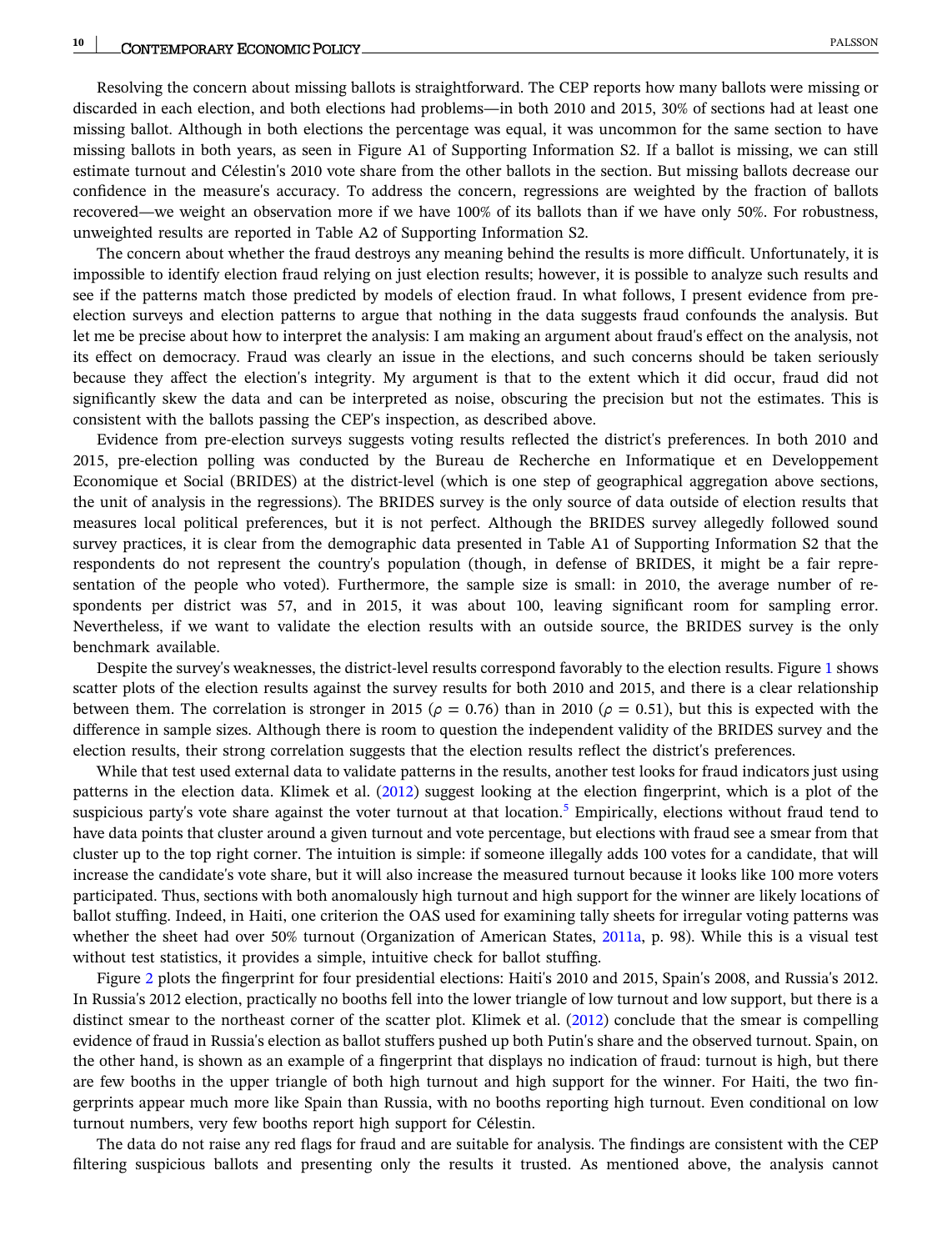Resolving the concern about missing ballots is straightforward. The CEP reports how many ballots were missing or discarded in each election, and both elections had problems—in both 2010 and 2015, 30% of sections had at least one missing ballot. Although in both elections the percentage was equal, it was uncommon for the same section to have missing ballots in both years, as seen in Figure A1 of Supporting Information S2. If a ballot is missing, we can still estimate turnout and Célestin's 2010 vote share from the other ballots in the section. But missing ballots decrease our confidence in the measure's accuracy. To address the concern, regressions are weighted by the fraction of ballots recovered—we weight an observation more if we have 100% of its ballots than if we have only 50%. For robustness, unweighted results are reported in Table A2 of Supporting Information S2.

The concern about whether the fraud destroys any meaning behind the results is more difficult. Unfortunately, it is impossible to identify election fraud relying on just election results; however, it is possible to analyze such results and see if the patterns match those predicted by models of election fraud. In what follows, I present evidence from pre-election surveys and election patterns to argue that nothing in the data suggests fraud confounds the analysis. But let me be precise about how to interpret the analysis: I am making an argument about fraud's effect on the analysis, not its effect on democracy. Fraud was clearly an issue in the elections, and such concerns should be taken seriously because they affect the election's integrity. My argument is that to the extent which it did occur, fraud did not significantly skew the data and can be interpreted as noise, obscuring the precision but not the estimates. This is consistent with the ballots passing the CEP's inspection, as described above.

Evidence from pre-election surveys suggests voting results reflected the district's preferences. In both 2010 and 2015, pre-election polling was conducted by the Bureau de Recherche en Informatique et en Developpement Economique et Social (BRIDES) at the district-level (which is one step of geographical aggregation above sections, the unit of analysis in the regressions). The BRIDES survey is the only source of data outside of election results that measures local political preferences, but it is not perfect. Although the BRIDES survey allegedly followed sound survey practices, it is clear from the demographic data presented in Table A1 of Supporting Information S2 that the respondents do not represent the country's population (though, in defense of BRIDES, it might be a fair representation of the people who voted). Furthermore, the sample size is small: in 2010, the average number of respondents per district was 57, and in 2015, it was about 100, leaving significant room for sampling error. Nevertheless, if we want to validate the election results with an outside source, the BRIDES survey is the only benchmark available.

Despite the survey's weaknesses, the district-level results correspond favorably to the election results. Figure 1 shows scatter plots of the election results against the survey results for both 2010 and 2015, and there is a clear relationship between them. The correlation is stronger in 2015 ($\rho = 0.76$) than in 2010 ($\rho = 0.51$), but this is expected with the difference in sample sizes. Although there is room to question the independent validity of the BRIDES survey and the election results, their strong correlation suggests that the election results reflect the district's preferences.

While that test used external data to validate patterns in the results, another test looks for fraud indicators just using patterns in the election data. Klimek et al. (2012) suggest looking at the election fingerprint, which is a plot of the suspicious party's vote share against the voter turnout at that location.[5] Empirically, elections without fraud tend to have data points that cluster around a given turnout and vote percentage, but elections with fraud see a smear from that cluster up to the top right corner. The intuition is simple: if someone illegally adds 100 votes for a candidate, that will increase the candidate's vote share, but it will also increase the measured turnout because it looks like 100 more voters participated. Thus, sections with both anomalously high turnout and high support for the winner are likely locations of ballot stuffing. Indeed, in Haiti, one criterion the OAS used for examining tally sheets for irregular voting patterns was whether the sheet had over 50% turnout (Organization of American States, 2011a, p. 98). While this is a visual test without test statistics, it provides a simple, intuitive check for ballot stuffing.

Figure 2 plots the fingerprint for four presidential elections: Haiti's 2010 and 2015, Spain's 2008, and Russia's 2012. In Russia's 2012 election, practically no booths fell into the lower triangle of low turnout and low support, but there is a distinct smear to the northeast corner of the scatter plot. Klimek et al. (2012) conclude that the smear is compelling evidence of fraud in Russia's election as ballot stuffers pushed up both Putin's share and the observed turnout. Spain, on the other hand, is shown as an example of a fingerprint that displays no indication of fraud: turnout is high, but there are few booths in the upper triangle of both high turnout and high support for the winner. For Haiti, the two fingerprints appear much more like Spain than Russia, with no booths reporting high turnout. Even conditional on low turnout numbers, very few booths report high support for Célestin.

The data do not raise any red flags for fraud and are suitable for analysis. The findings are consistent with the CEP filtering suspicious ballots and presenting only the results it trusted. As mentioned above, the analysis cannot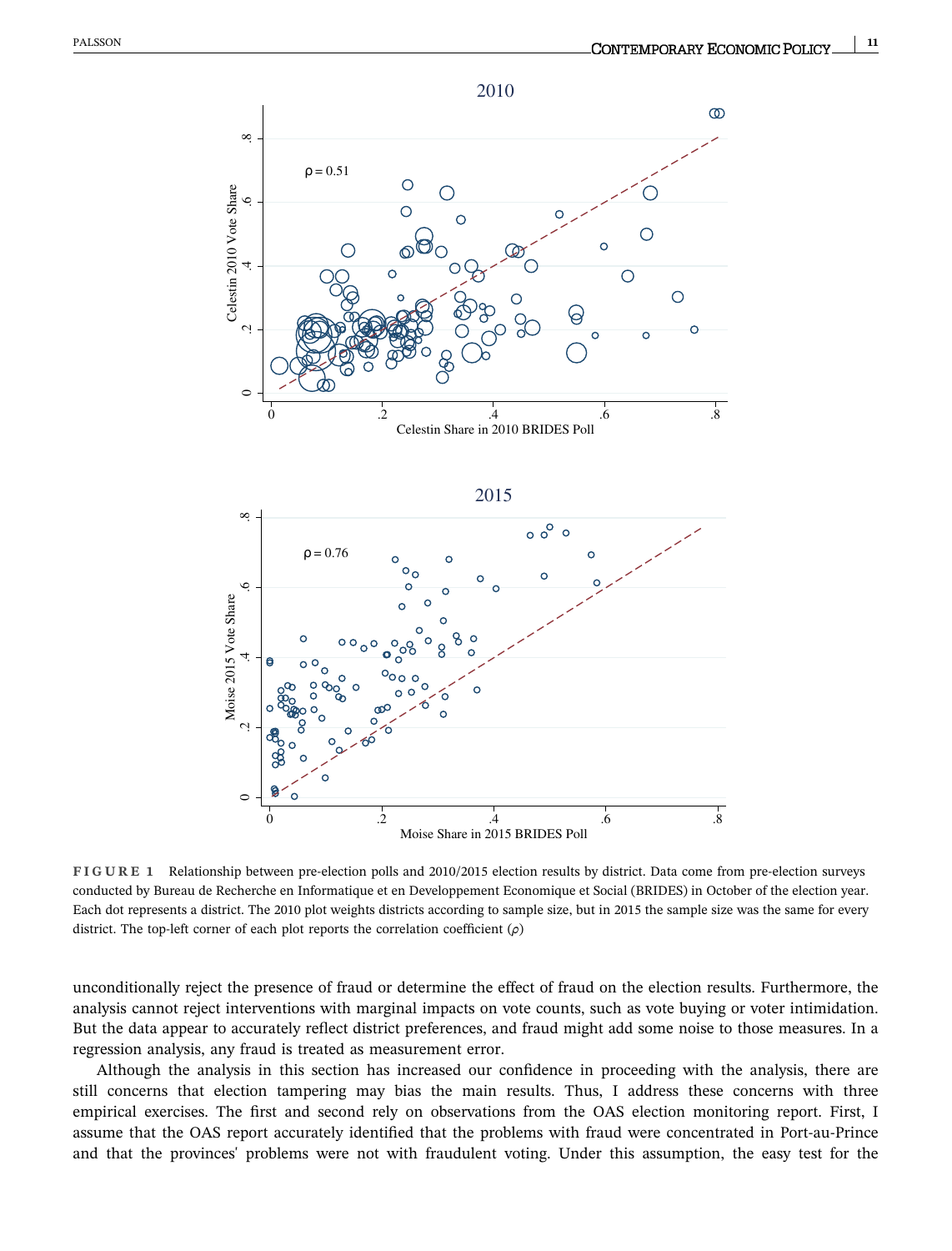**FIGURE 1** Relationship between pre-election polls and 2010/2015 election results by district. Data come from pre-election surveys conducted by Bureau de Recherche en Informatique et en Developpement Economique et Social (BRIDES) in October of the election year. Each dot represents a district. The 2010 plot weights districts according to sample size, but in 2015 the sample size was the same for every district. The top-left corner of each plot reports the correlation coefficient ($\rho$)

unconditionally reject the presence of fraud or determine the effect of fraud on the election results. Furthermore, the analysis cannot reject interventions with marginal impacts on vote counts, such as vote buying or voter intimidation. But the data appear to accurately reflect district preferences, and fraud might add some noise to those measures. In a regression analysis, any fraud is treated as measurement error.

Although the analysis in this section has increased our confidence in proceeding with the analysis, there are still concerns that election tampering may bias the main results. Thus, I address these concerns with three empirical exercises. The first and second rely on observations from the OAS election monitoring report. First, I assume that the OAS report accurately identified that the problems with fraud were concentrated in Port-au-Prince and that the provinces' problems were not with fraudulent voting. Under this assumption, the easy test for the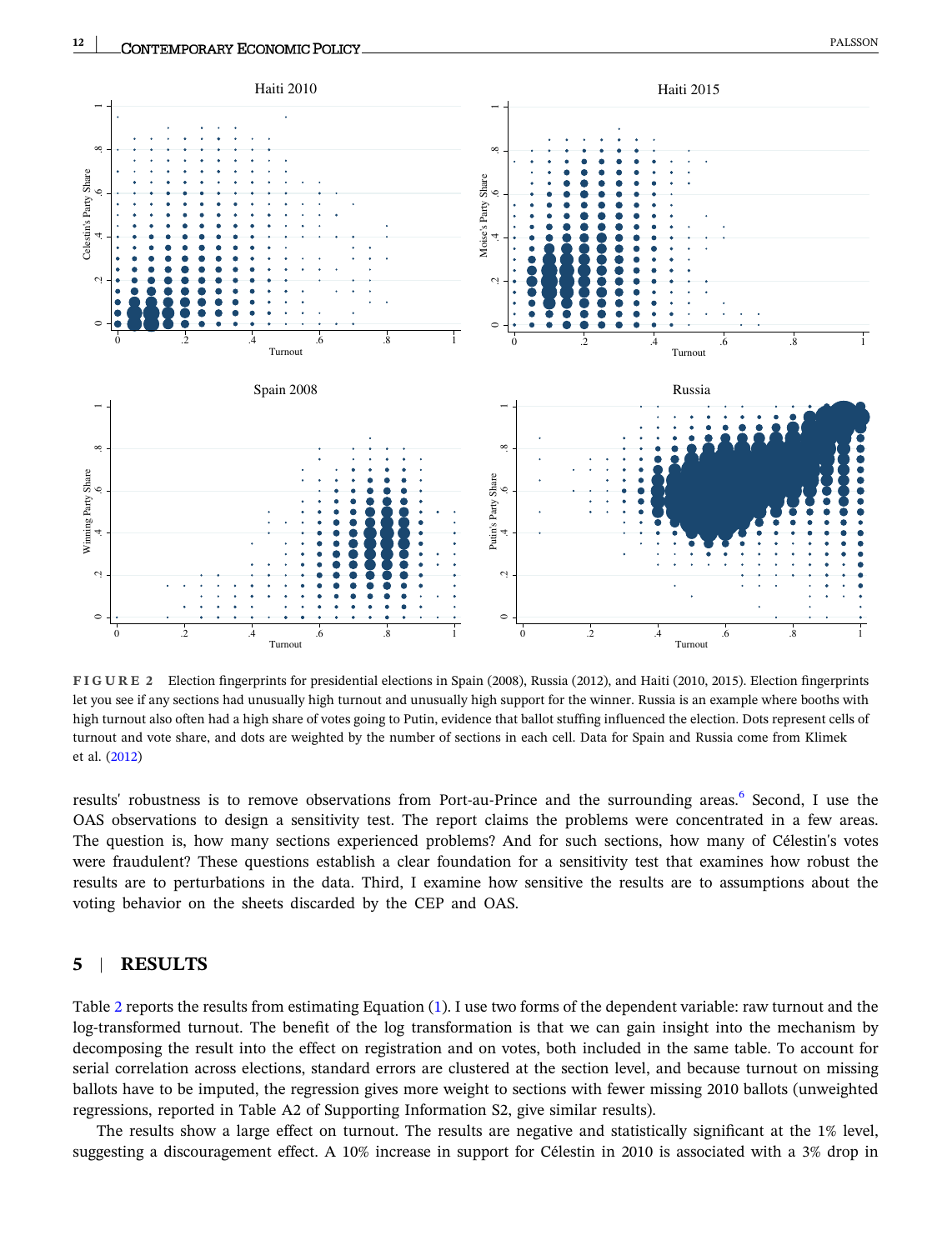**FIGURE 2** Election fingerprints for presidential elections in Spain (2008), Russia (2012), and Haiti (2010, 2015). Election fingerprints let you see if any sections had unusually high turnout and unusually high support for the winner. Russia is an example where booths with high turnout also often had a high share of votes going to Putin, evidence that ballot stuffing influenced the election. Dots represent cells of turnout and vote share, and dots are weighted by the number of sections in each cell. Data for Spain and Russia come from Klimek et al. (2012)

results' robustness is to remove observations from Port-au-Prince and the surrounding areas.[6] Second, I use the OAS observations to design a sensitivity test. The report claims the problems were concentrated in a few areas. The question is, how many sections experienced problems? And for such sections, how many of Célestin's votes were fraudulent? These questions establish a clear foundation for a sensitivity test that examines how robust the results are to perturbations in the data. Third, I examine how sensitive the results are to assumptions about the voting behavior on the sheets discarded by the CEP and OAS.

## 5 | RESULTS

Table 2 reports the results from estimating Equation (1). I use two forms of the dependent variable: raw turnout and the log-transformed turnout. The benefit of the log transformation is that we can gain insight into the mechanism by decomposing the result into the effect on registration and on votes, both included in the same table. To account for serial correlation across elections, standard errors are clustered at the section level, and because turnout on missing ballots have to be imputed, the regression gives more weight to sections with fewer missing 2010 ballots (unweighted regressions, reported in Table A2 of Supporting Information S2, give similar results).

The results show a large effect on turnout. The results are negative and statistically significant at the 1% level, suggesting a discouragement effect. A 10% increase in support for Célestin in 2010 is associated with a 3% drop in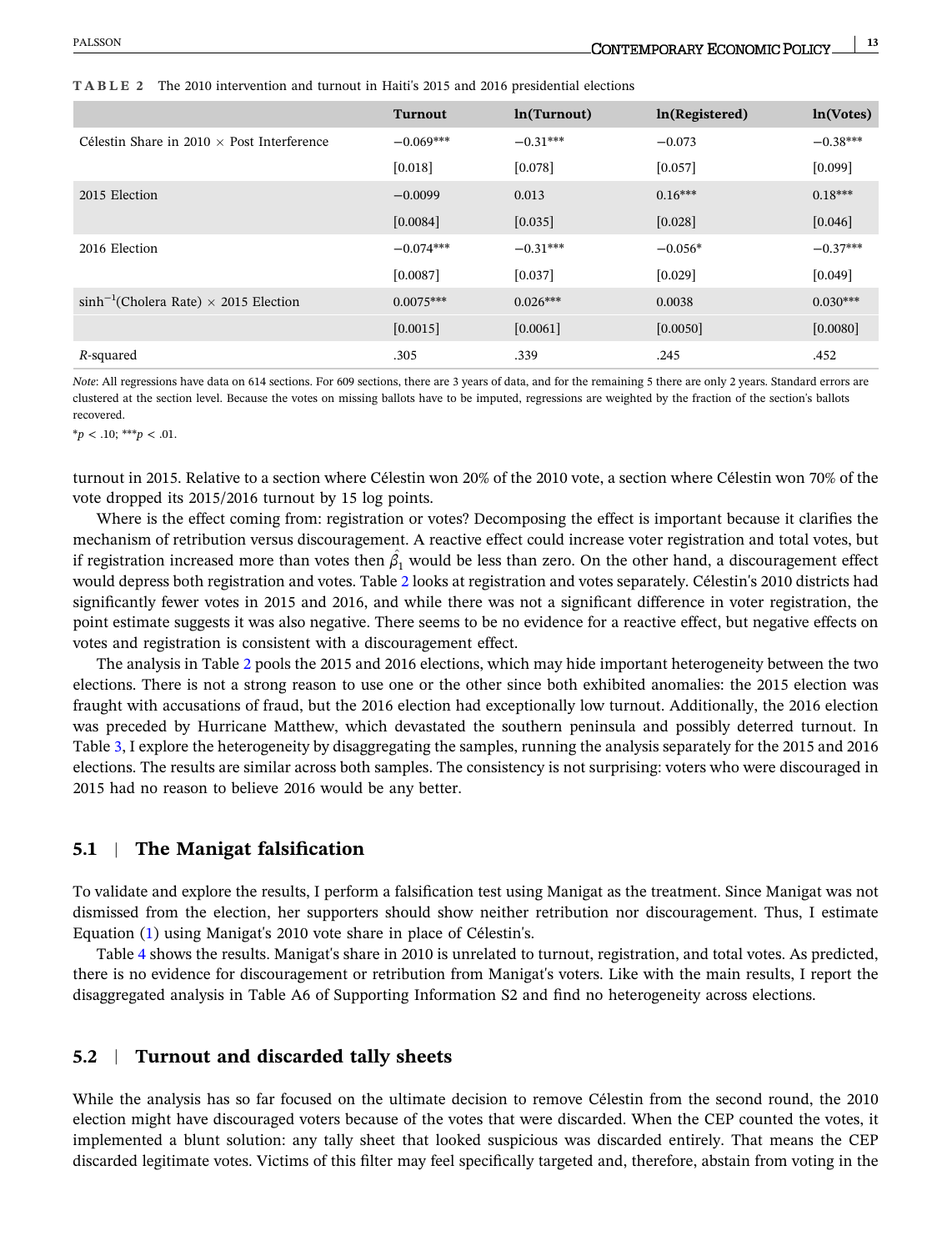**TABLE 2** The 2010 intervention and turnout in Haiti's 2015 and 2016 presidential elections

| | Turnout | ln(Turnout) | ln(Registered) | ln(Votes) |
|---|---|---|---|---|
| Célestin Share in 2010 × Post Interference | −0.069*** | −0.31*** | −0.073 | −0.38*** |
| | [0.018] | [0.078] | [0.057] | [0.099] |
| 2015 Election | −0.0099 | 0.013 | 0.16*** | 0.18*** |
| | [0.0084] | [0.035] | [0.028] | [0.046] |
| 2016 Election | −0.074*** | −0.31*** | −0.056* | −0.37*** |
| | [0.0087] | [0.037] | [0.029] | [0.049] |
| $\sinh^{-1}$(Cholera Rate) × 2015 Election | 0.0075*** | 0.026*** | 0.0038 | 0.030*** |
| | [0.0015] | [0.0061] | [0.0050] | [0.0080] |
| *R*-squared | .305 | .339 | .245 | .452 |

*Note*: All regressions have data on 614 sections. For 609 sections, there are 3 years of data, and for the remaining 5 there are only 2 years. Standard errors are clustered at the section level. Because the votes on missing ballots have to be imputed, regressions are weighted by the fraction of the section's ballots recovered.

\*$p < .10$; \*\*\*$p < .01$.

turnout in 2015. Relative to a section where Célestin won 20% of the 2010 vote, a section where Célestin won 70% of the vote dropped its 2015/2016 turnout by 15 log points.

Where is the effect coming from: registration or votes? Decomposing the effect is important because it clarifies the mechanism of retribution versus discouragement. A reactive effect could increase voter registration and total votes, but if registration increased more than votes then $\hat{\beta}_1$ would be less than zero. On the other hand, a discouragement effect would depress both registration and votes. Table 2 looks at registration and votes separately. Célestin's 2010 districts had significantly fewer votes in 2015 and 2016, and while there was not a significant difference in voter registration, the point estimate suggests it was also negative. There seems to be no evidence for a reactive effect, but negative effects on votes and registration is consistent with a discouragement effect.

The analysis in Table 2 pools the 2015 and 2016 elections, which may hide important heterogeneity between the two elections. There is not a strong reason to use one or the other since both exhibited anomalies: the 2015 election was fraught with accusations of fraud, but the 2016 election had exceptionally low turnout. Additionally, the 2016 election was preceded by Hurricane Matthew, which devastated the southern peninsula and possibly deterred turnout. In Table 3, I explore the heterogeneity by disaggregating the samples, running the analysis separately for the 2015 and 2016 elections. The results are similar across both samples. The consistency is not surprising: voters who were discouraged in 2015 had no reason to believe 2016 would be any better.

## 5.1 | The Manigat falsification

To validate and explore the results, I perform a falsification test using Manigat as the treatment. Since Manigat was not dismissed from the election, her supporters should show neither retribution nor discouragement. Thus, I estimate Equation (1) using Manigat's 2010 vote share in place of Célestin's.

Table 4 shows the results. Manigat's share in 2010 is unrelated to turnout, registration, and total votes. As predicted, there is no evidence for discouragement or retribution from Manigat's voters. Like with the main results, I report the disaggregated analysis in Table A6 of Supporting Information S2 and find no heterogeneity across elections.

## 5.2 | Turnout and discarded tally sheets

While the analysis has so far focused on the ultimate decision to remove Célestin from the second round, the 2010 election might have discouraged voters because of the votes that were discarded. When the CEP counted the votes, it implemented a blunt solution: any tally sheet that looked suspicious was discarded entirely. That means the CEP discarded legitimate votes. Victims of this filter may feel specifically targeted and, therefore, abstain from voting in the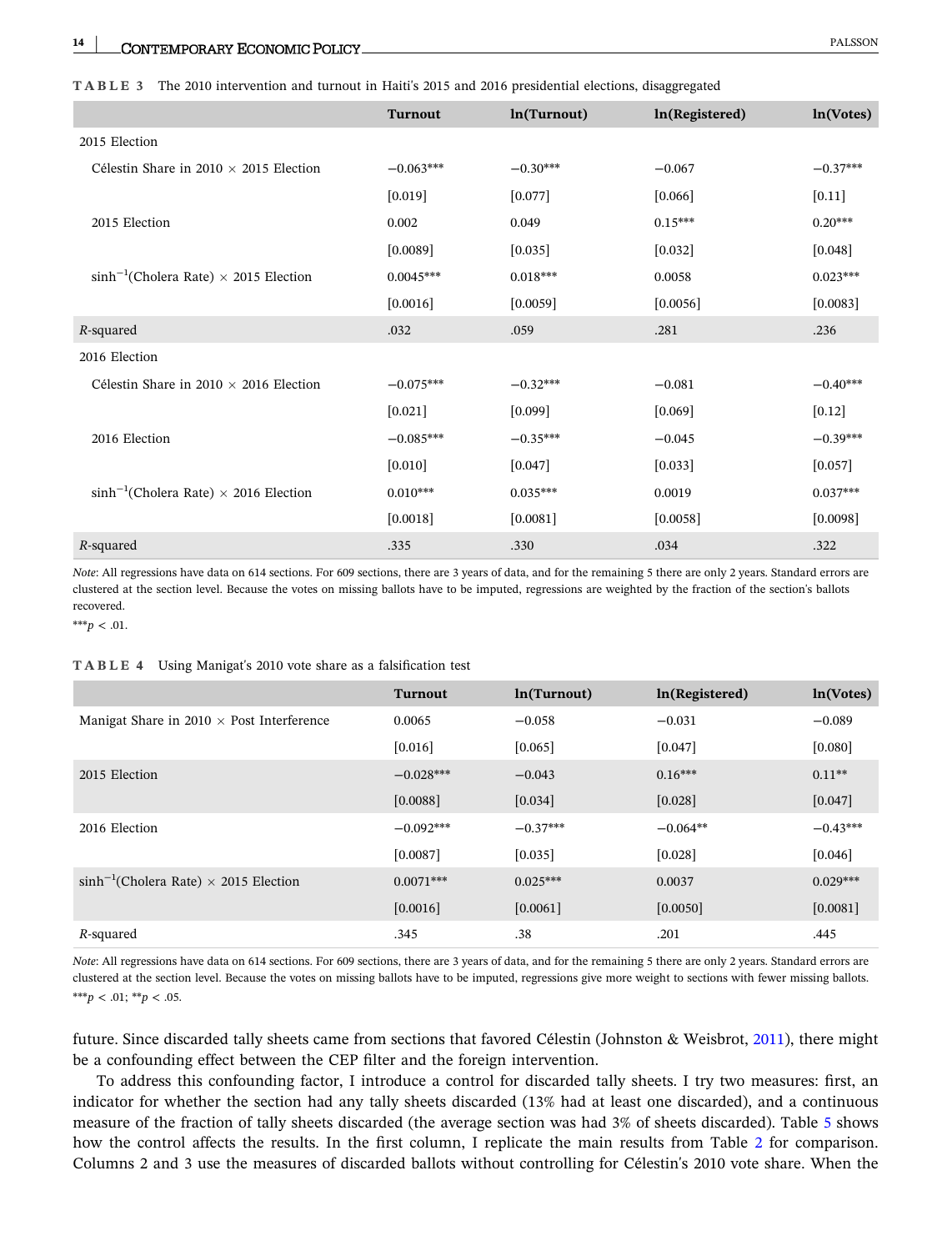**TABLE 3** The 2010 intervention and turnout in Haiti's 2015 and 2016 presidential elections, disaggregated

| | Turnout | ln(Turnout) | ln(Registered) | ln(Votes) |
|---|---|---|---|---|
| 2015 Election | | | | |
| Célestin Share in 2010 × 2015 Election | −0.063*** | −0.30*** | −0.067 | −0.37*** |
| | [0.019] | [0.077] | [0.066] | [0.11] |
| 2015 Election | 0.002 | 0.049 | 0.15*** | 0.20*** |
| | [0.0089] | [0.035] | [0.032] | [0.048] |
| $\sinh^{-1}$(Cholera Rate) × 2015 Election | 0.0045*** | 0.018*** | 0.0058 | 0.023*** |
| | [0.0016] | [0.0059] | [0.0056] | [0.0083] |
| *R*-squared | .032 | .059 | .281 | .236 |
| 2016 Election | | | | |
| Célestin Share in 2010 × 2016 Election | −0.075*** | −0.32*** | −0.081 | −0.40*** |
| | [0.021] | [0.099] | [0.069] | [0.12] |
| 2016 Election | −0.085*** | −0.35*** | −0.045 | −0.39*** |
| | [0.010] | [0.047] | [0.033] | [0.057] |
| $\sinh^{-1}$(Cholera Rate) × 2016 Election | 0.010*** | 0.035*** | 0.0019 | 0.037*** |
| | [0.0018] | [0.0081] | [0.0058] | [0.0098] |
| *R*-squared | .335 | .330 | .034 | .322 |

*Note*: All regressions have data on 614 sections. For 609 sections, there are 3 years of data, and for the remaining 5 there are only 2 years. Standard errors are clustered at the section level. Because the votes on missing ballots have to be imputed, regressions are weighted by the fraction of the section's ballots recovered.

***$p < .01$.

**TABLE 4** Using Manigat's 2010 vote share as a falsification test

| | Turnout | ln(Turnout) | ln(Registered) | ln(Votes) |
|---|---|---|---|---|
| Manigat Share in 2010 × Post Interference | 0.0065 | −0.058 | −0.031 | −0.089 |
| | [0.016] | [0.065] | [0.047] | [0.080] |
| 2015 Election | −0.028*** | −0.043 | 0.16*** | 0.11** |
| | [0.0088] | [0.034] | [0.028] | [0.047] |
| 2016 Election | −0.092*** | −0.37*** | −0.064** | −0.43*** |
| | [0.0087] | [0.035] | [0.028] | [0.046] |
| $\sinh^{-1}$(Cholera Rate) × 2015 Election | 0.0071*** | 0.025*** | 0.0037 | 0.029*** |
| | [0.0016] | [0.0061] | [0.0050] | [0.0081] |
| *R*-squared | .345 | .38 | .201 | .445 |

*Note*: All regressions have data on 614 sections. For 609 sections, there are 3 years of data, and for the remaining 5 there are only 2 years. Standard errors are clustered at the section level. Because the votes on missing ballots have to be imputed, regressions give more weight to sections with fewer missing ballots.

***$p < .01$; **$p < .05$.

future. Since discarded tally sheets came from sections that favored Célestin (Johnston & Weisbrot, 2011), there might be a confounding effect between the CEP filter and the foreign intervention.

To address this confounding factor, I introduce a control for discarded tally sheets. I try two measures: first, an indicator for whether the section had any tally sheets discarded (13% had at least one discarded), and a continuous measure of the fraction of tally sheets discarded (the average section was had 3% of sheets discarded). Table 5 shows how the control affects the results. In the first column, I replicate the main results from Table 2 for comparison. Columns 2 and 3 use the measures of discarded ballots without controlling for Célestin's 2010 vote share. When the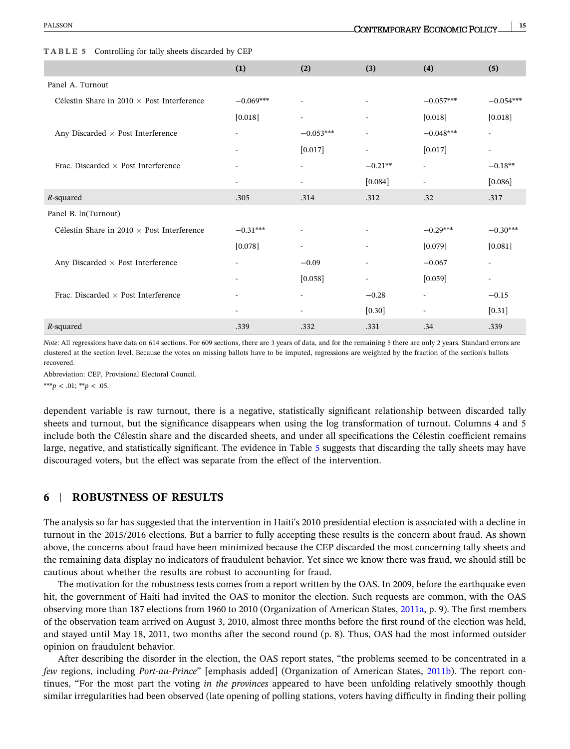**TABLE 5** Controlling for tally sheets discarded by CEP

| | (1) | (2) | (3) | (4) | (5) |
|---|---|---|---|---|---|
| Panel A. Turnout | | | | | |
| Célestin Share in 2010 × Post Interference | −0.069*** | - | - | −0.057*** | −0.054*** |
| | [0.018] | - | - | [0.018] | [0.018] |
| Any Discarded × Post Interference | - | −0.053*** | - | −0.048*** | - |
| | - | [0.017] | - | [0.017] | - |
| Frac. Discarded × Post Interference | - | - | −0.21** | - | −0.18** |
| | - | - | [0.084] | - | [0.086] |
| *R*-squared | .305 | .314 | .312 | .32 | .317 |
| Panel B. ln(Turnout) | | | | | |
| Célestin Share in 2010 × Post Interference | −0.31*** | - | - | −0.29*** | −0.30*** |
| | [0.078] | - | - | [0.079] | [0.081] |
| Any Discarded × Post Interference | - | −0.09 | - | −0.067 | - |
| | - | [0.058] | - | [0.059] | - |
| Frac. Discarded × Post Interference | - | - | −0.28 | - | −0.15 |
| | - | - | [0.30] | - | [0.31] |
| *R*-squared | .339 | .332 | .331 | .34 | .339 |

*Note*: All regressions have data on 614 sections. For 609 sections, there are 3 years of data, and for the remaining 5 there are only 2 years. Standard errors are clustered at the section level. Because the votes on missing ballots have to be imputed, regressions are weighted by the fraction of the section's ballots recovered.

Abbreviation: CEP, Provisional Electoral Council.

***$p < .01$; **$p < .05$.

dependent variable is raw turnout, there is a negative, statistically significant relationship between discarded tally sheets and turnout, but the significance disappears when using the log transformation of turnout. Columns 4 and 5 include both the Célestin share and the discarded sheets, and under all specifications the Célestin coefficient remains large, negative, and statistically significant. The evidence in Table 5 suggests that discarding the tally sheets may have discouraged voters, but the effect was separate from the effect of the intervention.

## 6 | ROBUSTNESS OF RESULTS

The analysis so far has suggested that the intervention in Haiti's 2010 presidential election is associated with a decline in turnout in the 2015/2016 elections. But a barrier to fully accepting these results is the concern about fraud. As shown above, the concerns about fraud have been minimized because the CEP discarded the most concerning tally sheets and the remaining data display no indicators of fraudulent behavior. Yet since we know there was fraud, we should still be cautious about whether the results are robust to accounting for fraud.

The motivation for the robustness tests comes from a report written by the OAS. In 2009, before the earthquake even hit, the government of Haiti had invited the OAS to monitor the election. Such requests are common, with the OAS observing more than 187 elections from 1960 to 2010 (Organization of American States, 2011a, p. 9). The first members of the observation team arrived on August 3, 2010, almost three months before the first round of the election was held, and stayed until May 18, 2011, two months after the second round (p. 8). Thus, OAS had the most informed outsider opinion on fraudulent behavior.

After describing the disorder in the election, the OAS report states, "the problems seemed to be concentrated in a *few* regions, including *Port-au-Prince*" [emphasis added] (Organization of American States, 2011b). The report continues, "For the most part the voting *in the provinces* appeared to have been unfolding relatively smoothly though similar irregularities had been observed (late opening of polling stations, voters having difficulty in finding their polling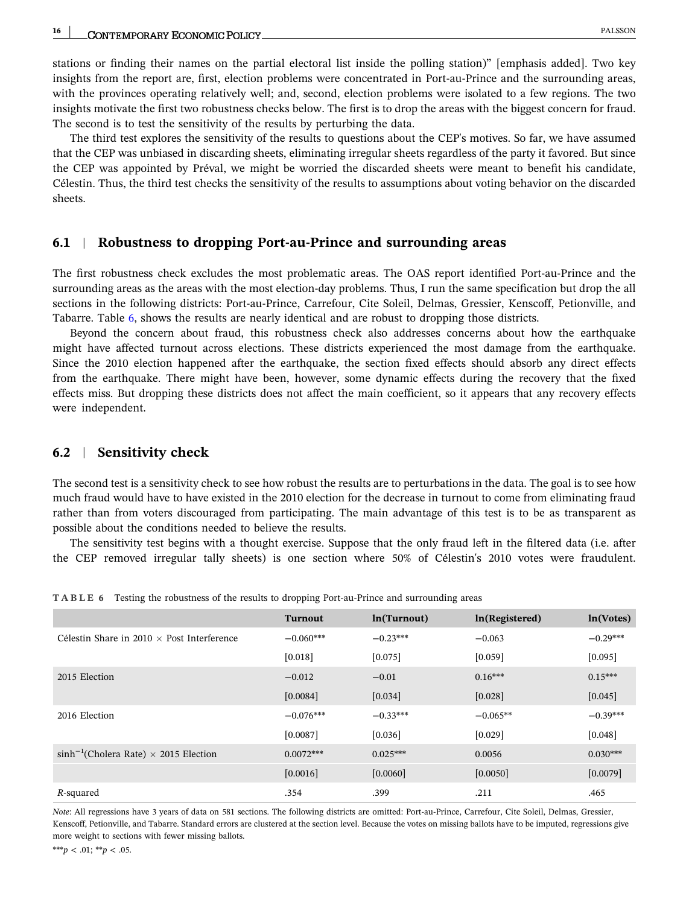stations or finding their names on the partial electoral list inside the polling station)" [emphasis added]. Two key insights from the report are, first, election problems were concentrated in Port-au-Prince and the surrounding areas, with the provinces operating relatively well; and, second, election problems were isolated to a few regions. The two insights motivate the first two robustness checks below. The first is to drop the areas with the biggest concern for fraud. The second is to test the sensitivity of the results by perturbing the data.

The third test explores the sensitivity of the results to questions about the CEP's motives. So far, we have assumed that the CEP was unbiased in discarding sheets, eliminating irregular sheets regardless of the party it favored. But since the CEP was appointed by Préval, we might be worried the discarded sheets were meant to benefit his candidate, Célestin. Thus, the third test checks the sensitivity of the results to assumptions about voting behavior on the discarded sheets.

## 6.1 | Robustness to dropping Port-au-Prince and surrounding areas

The first robustness check excludes the most problematic areas. The OAS report identified Port-au-Prince and the surrounding areas as the areas with the most election-day problems. Thus, I run the same specification but drop the all sections in the following districts: Port-au-Prince, Carrefour, Cite Soleil, Delmas, Gressier, Kenscoff, Petionville, and Tabarre. Table 6, shows the results are nearly identical and are robust to dropping those districts.

Beyond the concern about fraud, this robustness check also addresses concerns about how the earthquake might have affected turnout across elections. These districts experienced the most damage from the earthquake. Since the 2010 election happened after the earthquake, the section fixed effects should absorb any direct effects from the earthquake. There might have been, however, some dynamic effects during the recovery that the fixed effects miss. But dropping these districts does not affect the main coefficient, so it appears that any recovery effects were independent.

## 6.2 | Sensitivity check

The second test is a sensitivity check to see how robust the results are to perturbations in the data. The goal is to see how much fraud would have to have existed in the 2010 election for the decrease in turnout to come from eliminating fraud rather than from voters discouraged from participating. The main advantage of this test is to be as transparent as possible about the conditions needed to believe the results.

The sensitivity test begins with a thought exercise. Suppose that the only fraud left in the filtered data (i.e. after the CEP removed irregular tally sheets) is one section where 50% of Célestin's 2010 votes were fraudulent.

**TABLE 6** Testing the robustness of the results to dropping Port-au-Prince and surrounding areas

| | Turnout | ln(Turnout) | ln(Registered) | ln(Votes) |
|---|---|---|---|---|
| Célestin Share in 2010 × Post Interference | −0.060*** | −0.23*** | −0.063 | −0.29*** |
| | [0.018] | [0.075] | [0.059] | [0.095] |
| 2015 Election | −0.012 | −0.01 | 0.16*** | 0.15*** |
| | [0.0084] | [0.034] | [0.028] | [0.045] |
| 2016 Election | −0.076*** | −0.33*** | −0.065** | −0.39*** |
| | [0.0087] | [0.036] | [0.029] | [0.048] |
| $\sinh^{-1}$(Cholera Rate) × 2015 Election | 0.0072*** | 0.025*** | 0.0056 | 0.030*** |
| | [0.0016] | [0.0060] | [0.0050] | [0.0079] |
| $R$-squared | .354 | .399 | .211 | .465 |

*Note*: All regressions have 3 years of data on 581 sections. The following districts are omitted: Port-au-Prince, Carrefour, Cite Soleil, Delmas, Gressier, Kenscoff, Petionville, and Tabarre. Standard errors are clustered at the section level. Because the votes on missing ballots have to be imputed, regressions give more weight to sections with fewer missing ballots.

***$p < .01$; **$p < .05$.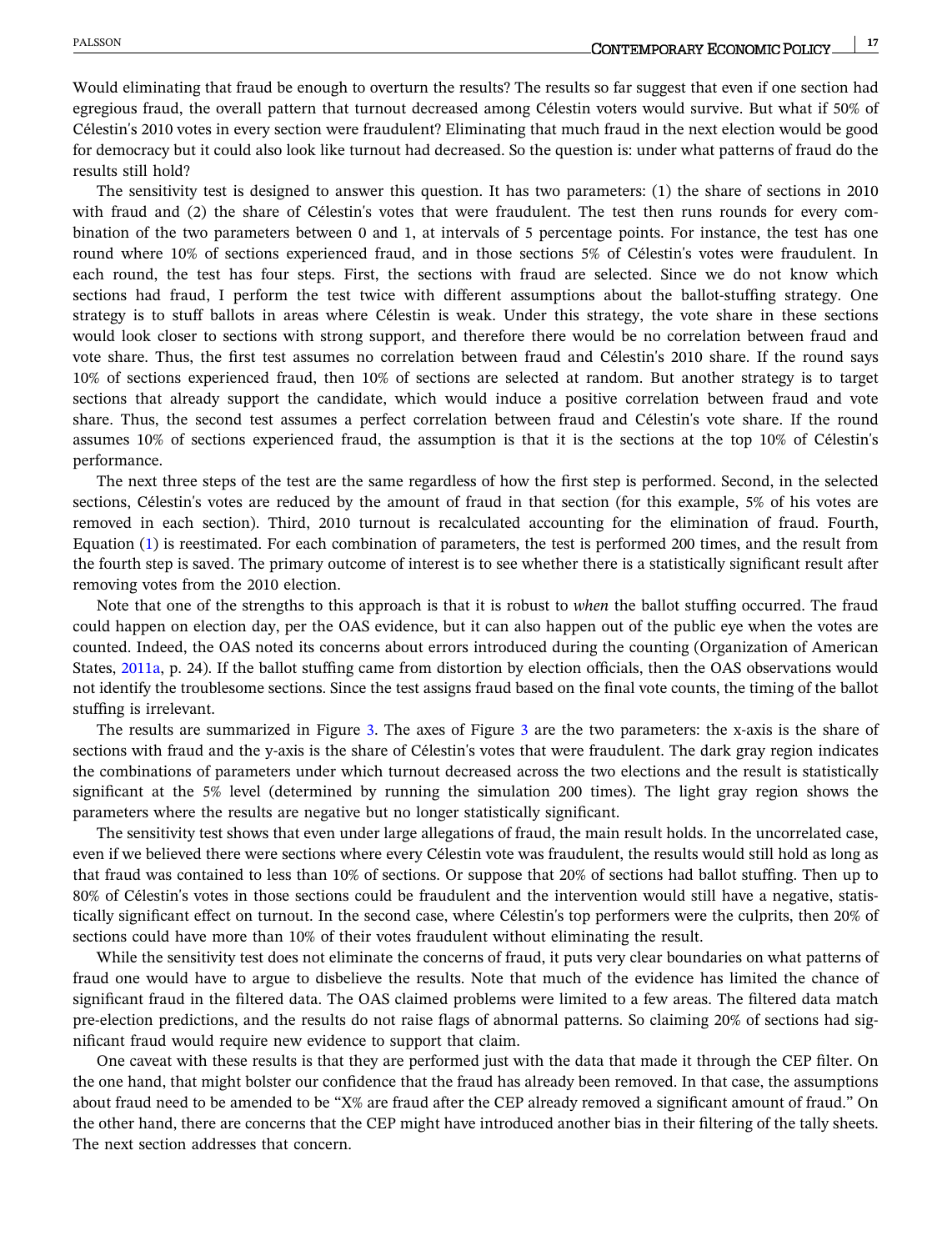Would eliminating that fraud be enough to overturn the results? The results so far suggest that even if one section had egregious fraud, the overall pattern that turnout decreased among Célestin voters would survive. But what if 50% of Célestin's 2010 votes in every section were fraudulent? Eliminating that much fraud in the next election would be good for democracy but it could also look like turnout had decreased. So the question is: under what patterns of fraud do the results still hold?

The sensitivity test is designed to answer this question. It has two parameters: (1) the share of sections in 2010 with fraud and (2) the share of Célestin's votes that were fraudulent. The test then runs rounds for every combination of the two parameters between 0 and 1, at intervals of 5 percentage points. For instance, the test has one round where 10% of sections experienced fraud, and in those sections 5% of Célestin's votes were fraudulent. In each round, the test has four steps. First, the sections with fraud are selected. Since we do not know which sections had fraud, I perform the test twice with different assumptions about the ballot-stuffing strategy. One strategy is to stuff ballots in areas where Célestin is weak. Under this strategy, the vote share in these sections would look closer to sections with strong support, and therefore there would be no correlation between fraud and vote share. Thus, the first test assumes no correlation between fraud and Célestin's 2010 share. If the round says 10% of sections experienced fraud, then 10% of sections are selected at random. But another strategy is to target sections that already support the candidate, which would induce a positive correlation between fraud and vote share. Thus, the second test assumes a perfect correlation between fraud and Célestin's vote share. If the round assumes 10% of sections experienced fraud, the assumption is that it is the sections at the top 10% of Célestin's performance.

The next three steps of the test are the same regardless of how the first step is performed. Second, in the selected sections, Célestin's votes are reduced by the amount of fraud in that section (for this example, 5% of his votes are removed in each section). Third, 2010 turnout is recalculated accounting for the elimination of fraud. Fourth, Equation (1) is reestimated. For each combination of parameters, the test is performed 200 times, and the result from the fourth step is saved. The primary outcome of interest is to see whether there is a statistically significant result after removing votes from the 2010 election.

Note that one of the strengths to this approach is that it is robust to *when* the ballot stuffing occurred. The fraud could happen on election day, per the OAS evidence, but it can also happen out of the public eye when the votes are counted. Indeed, the OAS noted its concerns about errors introduced during the counting (Organization of American States, 2011a, p. 24). If the ballot stuffing came from distortion by election officials, then the OAS observations would not identify the troublesome sections. Since the test assigns fraud based on the final vote counts, the timing of the ballot stuffing is irrelevant.

The results are summarized in Figure 3. The axes of Figure 3 are the two parameters: the x-axis is the share of sections with fraud and the y-axis is the share of Célestin's votes that were fraudulent. The dark gray region indicates the combinations of parameters under which turnout decreased across the two elections and the result is statistically significant at the 5% level (determined by running the simulation 200 times). The light gray region shows the parameters where the results are negative but no longer statistically significant.

The sensitivity test shows that even under large allegations of fraud, the main result holds. In the uncorrelated case, even if we believed there were sections where every Célestin vote was fraudulent, the results would still hold as long as that fraud was contained to less than 10% of sections. Or suppose that 20% of sections had ballot stuffing. Then up to 80% of Célestin's votes in those sections could be fraudulent and the intervention would still have a negative, statistically significant effect on turnout. In the second case, where Célestin's top performers were the culprits, then 20% of sections could have more than 10% of their votes fraudulent without eliminating the result.

While the sensitivity test does not eliminate the concerns of fraud, it puts very clear boundaries on what patterns of fraud one would have to argue to disbelieve the results. Note that much of the evidence has limited the chance of significant fraud in the filtered data. The OAS claimed problems were limited to a few areas. The filtered data match pre-election predictions, and the results do not raise flags of abnormal patterns. So claiming 20% of sections had significant fraud would require new evidence to support that claim.

One caveat with these results is that they are performed just with the data that made it through the CEP filter. On the one hand, that might bolster our confidence that the fraud has already been removed. In that case, the assumptions about fraud need to be amended to be "X% are fraud after the CEP already removed a significant amount of fraud." On the other hand, there are concerns that the CEP might have introduced another bias in their filtering of the tally sheets. The next section addresses that concern.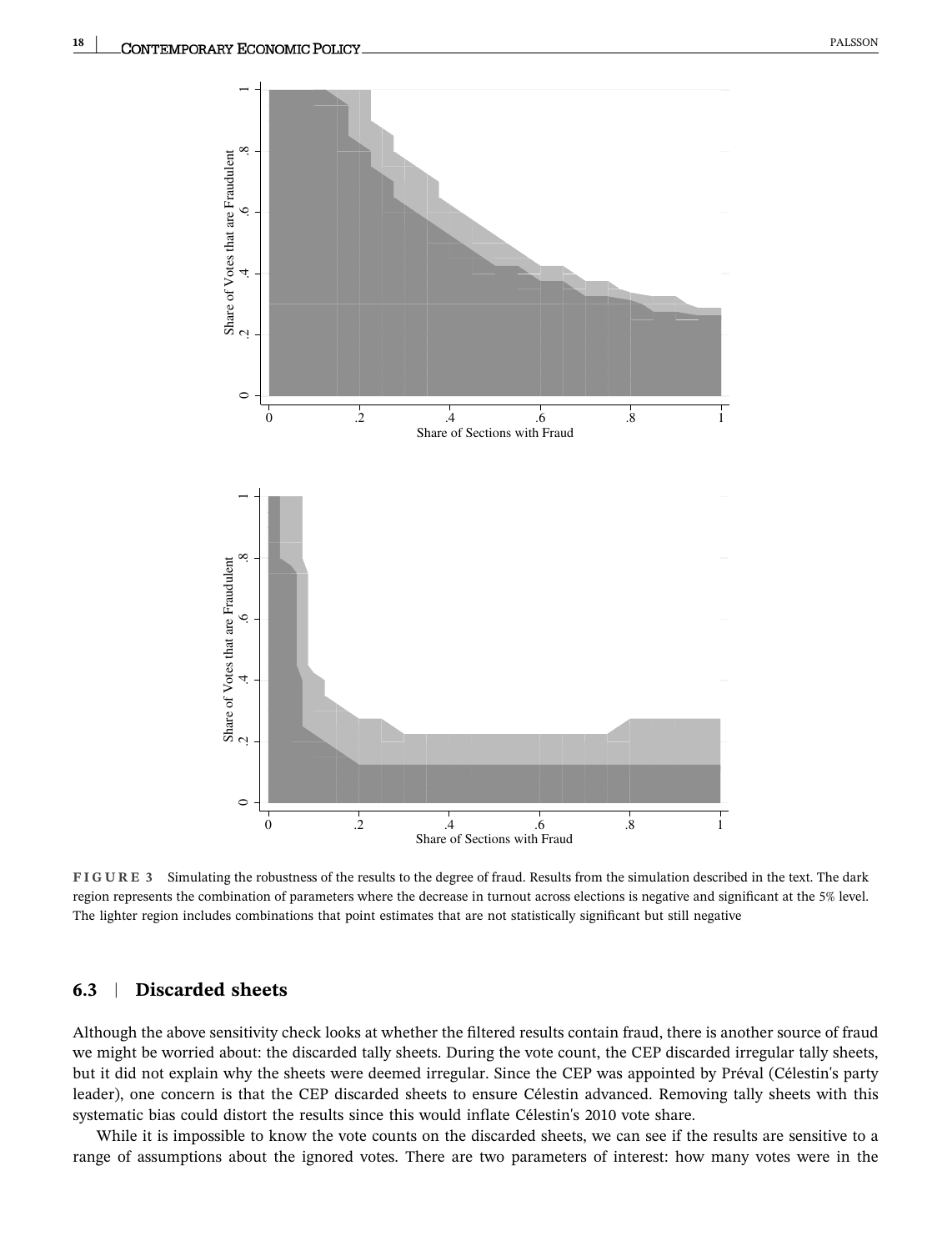**FIGURE 3** Simulating the robustness of the results to the degree of fraud. Results from the simulation described in the text. The dark region represents the combination of parameters where the decrease in turnout across elections is negative and significant at the 5% level. The lighter region includes combinations that point estimates that are not statistically significant but still negative

## 6.3 | Discarded sheets

Although the above sensitivity check looks at whether the filtered results contain fraud, there is another source of fraud we might be worried about: the discarded tally sheets. During the vote count, the CEP discarded irregular tally sheets, but it did not explain why the sheets were deemed irregular. Since the CEP was appointed by Préval (Célestin's party leader), one concern is that the CEP discarded sheets to ensure Célestin advanced. Removing tally sheets with this systematic bias could distort the results since this would inflate Célestin's 2010 vote share.

While it is impossible to know the vote counts on the discarded sheets, we can see if the results are sensitive to a range of assumptions about the ignored votes. There are two parameters of interest: how many votes were in the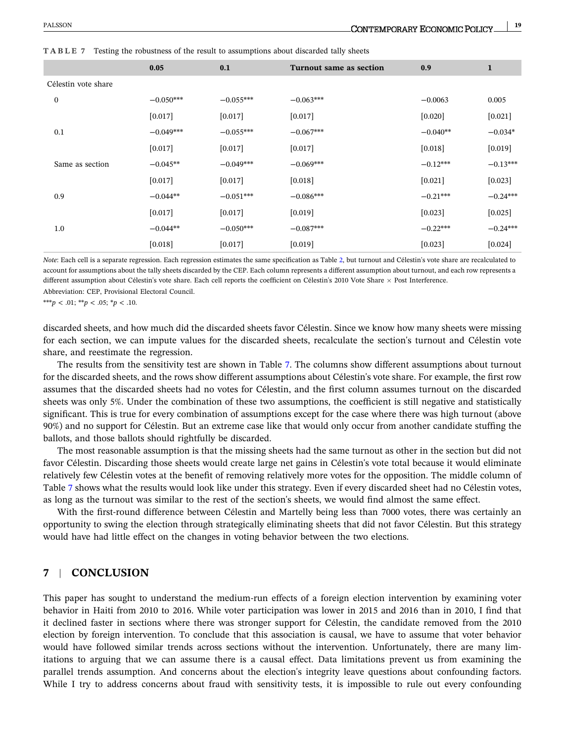**TABLE 7** Testing the robustness of the result to assumptions about discarded tally sheets

| | 0.05 | 0.1 | Turnout same as section | 0.9 | 1 |
|---|---|---|---|---|---|
| Célestin vote share | | | | | |
| 0 | −0.050*** | −0.055*** | −0.063*** | −0.0063 | 0.005 |
| | [0.017] | [0.017] | [0.017] | [0.020] | [0.021] |
| 0.1 | −0.049*** | −0.055*** | −0.067*** | −0.040** | −0.034* |
| | [0.017] | [0.017] | [0.017] | [0.018] | [0.019] |
| Same as section | −0.045** | −0.049*** | −0.069*** | −0.12*** | −0.13*** |
| | [0.017] | [0.017] | [0.018] | [0.021] | [0.023] |
| 0.9 | −0.044** | −0.051*** | −0.086*** | −0.21*** | −0.24*** |
| | [0.017] | [0.017] | [0.019] | [0.023] | [0.025] |
| 1.0 | −0.044** | −0.050*** | −0.087*** | −0.22*** | −0.24*** |
| | [0.018] | [0.017] | [0.019] | [0.023] | [0.024] |

*Note*: Each cell is a separate regression. Each regression estimates the same specification as Table 2, but turnout and Célestin's vote share are recalculated to account for assumptions about the tally sheets discarded by the CEP. Each column represents a different assumption about turnout, and each row represents a different assumption about Célestin's vote share. Each cell reports the coefficient on Célestin's 2010 Vote Share × Post Interference.

Abbreviation: CEP, Provisional Electoral Council.

***$p < .01$; **$p < .05$; *$p < .10$.

discarded sheets, and how much did the discarded sheets favor Célestin. Since we know how many sheets were missing for each section, we can impute values for the discarded sheets, recalculate the section's turnout and Célestin vote share, and reestimate the regression.

The results from the sensitivity test are shown in Table 7. The columns show different assumptions about turnout for the discarded sheets, and the rows show different assumptions about Célestin's vote share. For example, the first row assumes that the discarded sheets had no votes for Célestin, and the first column assumes turnout on the discarded sheets was only 5%. Under the combination of these two assumptions, the coefficient is still negative and statistically significant. This is true for every combination of assumptions except for the case where there was high turnout (above 90%) and no support for Célestin. But an extreme case like that would only occur from another candidate stuffing the ballots, and those ballots should rightfully be discarded.

The most reasonable assumption is that the missing sheets had the same turnout as other in the section but did not favor Célestin. Discarding those sheets would create large net gains in Célestin's vote total because it would eliminate relatively few Célestin votes at the benefit of removing relatively more votes for the opposition. The middle column of Table 7 shows what the results would look like under this strategy. Even if every discarded sheet had no Célestin votes, as long as the turnout was similar to the rest of the section's sheets, we would find almost the same effect.

With the first-round difference between Célestin and Martelly being less than 7000 votes, there was certainly an opportunity to swing the election through strategically eliminating sheets that did not favor Célestin. But this strategy would have had little effect on the changes in voting behavior between the two elections.

## 7 | CONCLUSION

This paper has sought to understand the medium-run effects of a foreign election intervention by examining voter behavior in Haiti from 2010 to 2016. While voter participation was lower in 2015 and 2016 than in 2010, I find that it declined faster in sections where there was stronger support for Célestin, the candidate removed from the 2010 election by foreign intervention. To conclude that this association is causal, we have to assume that voter behavior would have followed similar trends across sections without the intervention. Unfortunately, there are many limitations to arguing that we can assume there is a causal effect. Data limitations prevent us from examining the parallel trends assumption. And concerns about the election's integrity leave questions about confounding factors. While I try to address concerns about fraud with sensitivity tests, it is impossible to rule out every confounding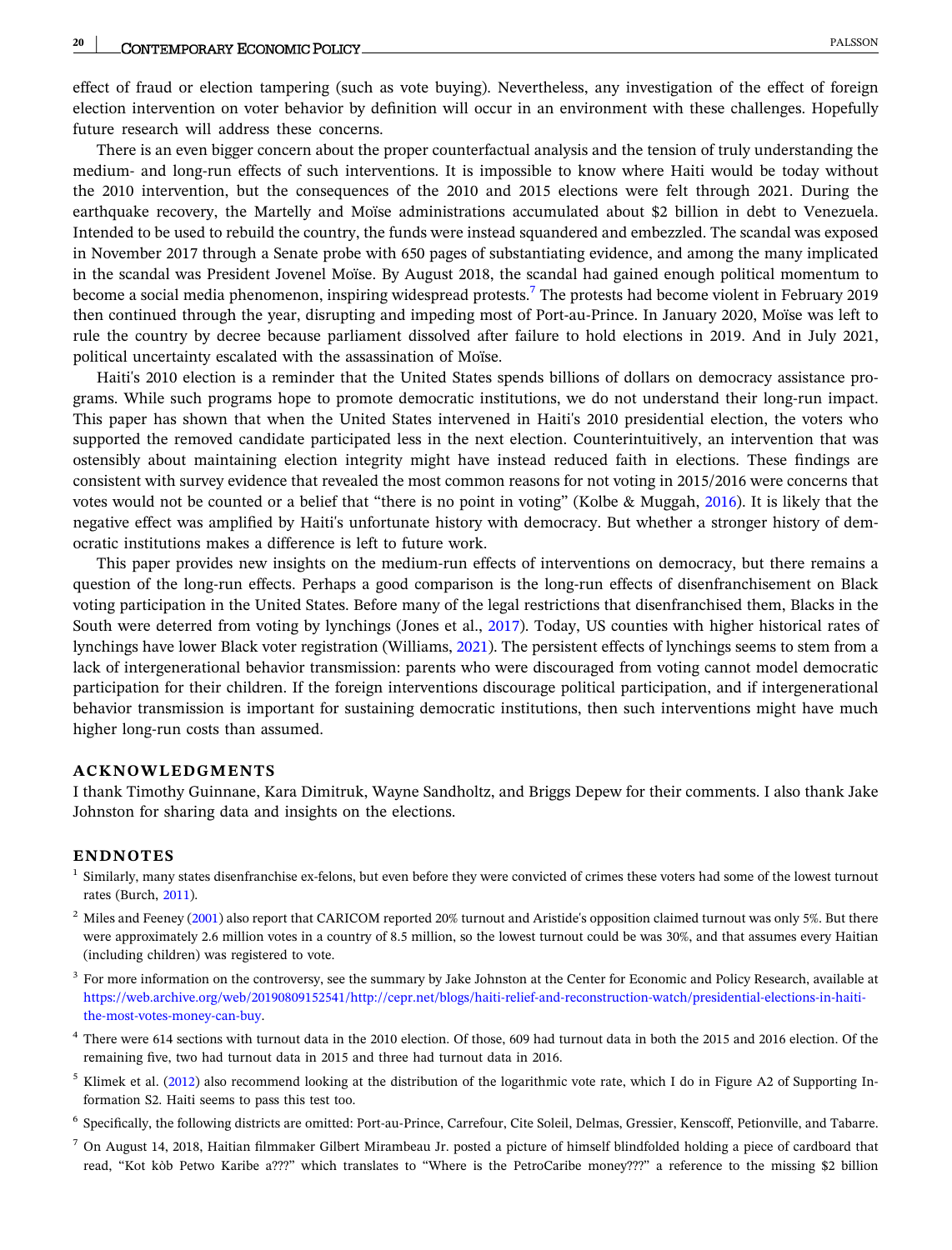effect of fraud or election tampering (such as vote buying). Nevertheless, any investigation of the effect of foreign election intervention on voter behavior by definition will occur in an environment with these challenges. Hopefully future research will address these concerns.

There is an even bigger concern about the proper counterfactual analysis and the tension of truly understanding the medium- and long-run effects of such interventions. It is impossible to know where Haiti would be today without the 2010 intervention, but the consequences of the 2010 and 2015 elections were felt through 2021. During the earthquake recovery, the Martelly and Moïse administrations accumulated about $2 billion in debt to Venezuela. Intended to be used to rebuild the country, the funds were instead squandered and embezzled. The scandal was exposed in November 2017 through a Senate probe with 650 pages of substantiating evidence, and among the many implicated in the scandal was President Jovenel Moïse. By August 2018, the scandal had gained enough political momentum to become a social media phenomenon, inspiring widespread protests.[7] The protests had become violent in February 2019 then continued through the year, disrupting and impeding most of Port-au-Prince. In January 2020, Moïse was left to rule the country by decree because parliament dissolved after failure to hold elections in 2019. And in July 2021, political uncertainty escalated with the assassination of Moïse.

Haiti's 2010 election is a reminder that the United States spends billions of dollars on democracy assistance programs. While such programs hope to promote democratic institutions, we do not understand their long-run impact. This paper has shown that when the United States intervened in Haiti's 2010 presidential election, the voters who supported the removed candidate participated less in the next election. Counterintuitively, an intervention that was ostensibly about maintaining election integrity might have instead reduced faith in elections. These findings are consistent with survey evidence that revealed the most common reasons for not voting in 2015/2016 were concerns that votes would not be counted or a belief that "there is no point in voting" (Kolbe & Muggah, 2016). It is likely that the negative effect was amplified by Haiti's unfortunate history with democracy. But whether a stronger history of democratic institutions makes a difference is left to future work.

This paper provides new insights on the medium-run effects of interventions on democracy, but there remains a question of the long-run effects. Perhaps a good comparison is the long-run effects of disenfranchisement on Black voting participation in the United States. Before many of the legal restrictions that disenfranchised them, Blacks in the South were deterred from voting by lynchings (Jones et al., 2017). Today, US counties with higher historical rates of lynchings have lower Black voter registration (Williams, 2021). The persistent effects of lynchings seems to stem from a lack of intergenerational behavior transmission: parents who were discouraged from voting cannot model democratic participation for their children. If the foreign interventions discourage political participation, and if intergenerational behavior transmission is important for sustaining democratic institutions, then such interventions might have much higher long-run costs than assumed.

## ACKNOWLEDGMENTS

I thank Timothy Guinnane, Kara Dimitruk, Wayne Sandholtz, and Briggs Depew for their comments. I also thank Jake Johnston for sharing data and insights on the elections.

## ENDNOTES

[1] Similarly, many states disenfranchise ex-felons, but even before they were convicted of crimes these voters had some of the lowest turnout rates (Burch, 2011).

[2] Miles and Feeney (2001) also report that CARICOM reported 20% turnout and Aristide's opposition claimed turnout was only 5%. But there were approximately 2.6 million votes in a country of 8.5 million, so the lowest turnout could be was 30%, and that assumes every Haitian (including children) was registered to vote.

[3] For more information on the controversy, see the summary by Jake Johnston at the Center for Economic and Policy Research, available at https://web.archive.org/web/20190809152541/http://cepr.net/blogs/haiti-relief-and-reconstruction-watch/presidential-elections-in-haiti-the-most-votes-money-can-buy.

[4] There were 614 sections with turnout data in the 2010 election. Of those, 609 had turnout data in both the 2015 and 2016 election. Of the remaining five, two had turnout data in 2015 and three had turnout data in 2016.

[5] Klimek et al. (2012) also recommend looking at the distribution of the logarithmic vote rate, which I do in Figure A2 of Supporting Information S2. Haiti seems to pass this test too.

[6] Specifically, the following districts are omitted: Port-au-Prince, Carrefour, Cite Soleil, Delmas, Gressier, Kenscoff, Petionville, and Tabarre.

[7] On August 14, 2018, Haitian filmmaker Gilbert Mirambeau Jr. posted a picture of himself blindfolded holding a piece of cardboard that read, "Kot kòb Petwo Karibe a???" which translates to "Where is the PetroCaribe money???" a reference to the missing $2 billion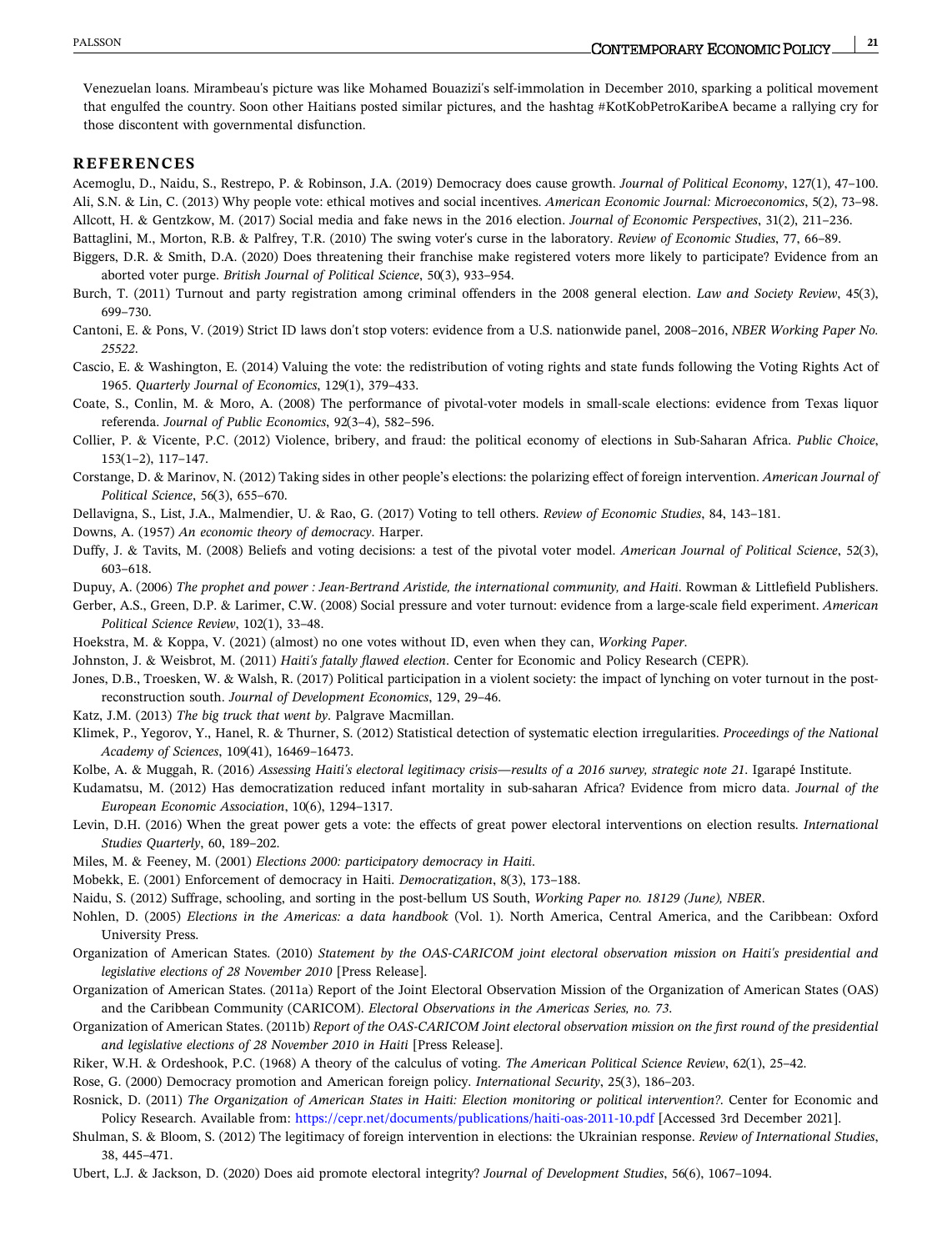Venezuelan loans. Mirambeau's picture was like Mohamed Bouazizi's self-immolation in December 2010, sparking a political movement that engulfed the country. Soon other Haitians posted similar pictures, and the hashtag #KotKobPetroKaribeA became a rallying cry for those discontent with governmental disfunction.

## REFERENCES

Acemoglu, D., Naidu, S., Restrepo, P. & Robinson, J.A. (2019) Democracy does cause growth. *Journal of Political Economy*, 127(1), 47–100.

Ali, S.N. & Lin, C. (2013) Why people vote: ethical motives and social incentives. *American Economic Journal: Microeconomics*, 5(2), 73–98.

Allcott, H. & Gentzkow, M. (2017) Social media and fake news in the 2016 election. *Journal of Economic Perspectives*, 31(2), 211–236.

Battaglini, M., Morton, R.B. & Palfrey, T.R. (2010) The swing voter's curse in the laboratory. *Review of Economic Studies*, 77, 66–89.

Biggers, D.R. & Smith, D.A. (2020) Does threatening their franchise make registered voters more likely to participate? Evidence from an aborted voter purge. *British Journal of Political Science*, 50(3), 933–954.

Burch, T. (2011) Turnout and party registration among criminal offenders in the 2008 general election. *Law and Society Review*, 45(3), 699–730.

Cantoni, E. & Pons, V. (2019) Strict ID laws don't stop voters: evidence from a U.S. nationwide panel, 2008–2016, *NBER Working Paper No. 25522*.

Cascio, E. & Washington, E. (2014) Valuing the vote: the redistribution of voting rights and state funds following the Voting Rights Act of 1965. *Quarterly Journal of Economics*, 129(1), 379–433.

Coate, S., Conlin, M. & Moro, A. (2008) The performance of pivotal-voter models in small-scale elections: evidence from Texas liquor referenda. *Journal of Public Economics*, 92(3–4), 582–596.

Collier, P. & Vicente, P.C. (2012) Violence, bribery, and fraud: the political economy of elections in Sub-Saharan Africa. *Public Choice*, 153(1–2), 117–147.

Corstange, D. & Marinov, N. (2012) Taking sides in other people's elections: the polarizing effect of foreign intervention. *American Journal of Political Science*, 56(3), 655–670.

Dellavigna, S., List, J.A., Malmendier, U. & Rao, G. (2017) Voting to tell others. *Review of Economic Studies*, 84, 143–181.

Downs, A. (1957) *An economic theory of democracy*. Harper.

Duffy, J. & Tavits, M. (2008) Beliefs and voting decisions: a test of the pivotal voter model. *American Journal of Political Science*, 52(3), 603–618.

Dupuy, A. (2006) *The prophet and power : Jean-Bertrand Aristide, the international community, and Haiti*. Rowman & Littlefield Publishers.

Gerber, A.S., Green, D.P. & Larimer, C.W. (2008) Social pressure and voter turnout: evidence from a large-scale field experiment. *American Political Science Review*, 102(1), 33–48.

Hoekstra, M. & Koppa, V. (2021) (almost) no one votes without ID, even when they can, *Working Paper*.

Johnston, J. & Weisbrot, M. (2011) *Haiti's fatally flawed election*. Center for Economic and Policy Research (CEPR).

Jones, D.B., Troesken, W. & Walsh, R. (2017) Political participation in a violent society: the impact of lynching on voter turnout in the post-reconstruction south. *Journal of Development Economics*, 129, 29–46.

Katz, J.M. (2013) *The big truck that went by*. Palgrave Macmillan.

Klimek, P., Yegorov, Y., Hanel, R. & Thurner, S. (2012) Statistical detection of systematic election irregularities. *Proceedings of the National Academy of Sciences*, 109(41), 16469–16473.

Kolbe, A. & Muggah, R. (2016) *Assessing Haiti's electoral legitimacy crisis—results of a 2016 survey, strategic note 21*. Igarapé Institute.

Kudamatsu, M. (2012) Has democratization reduced infant mortality in sub-saharan Africa? Evidence from micro data. *Journal of the European Economic Association*, 10(6), 1294–1317.

Levin, D.H. (2016) When the great power gets a vote: the effects of great power electoral interventions on election results. *International Studies Quarterly*, 60, 189–202.

Miles, M. & Feeney, M. (2001) *Elections 2000: participatory democracy in Haiti*.

Mobekk, E. (2001) Enforcement of democracy in Haiti. *Democratization*, 8(3), 173–188.

Naidu, S. (2012) Suffrage, schooling, and sorting in the post-bellum US South, *Working Paper no. 18129 (June), NBER*.

Nohlen, D. (2005) *Elections in the Americas: a data handbook* (Vol. 1). North America, Central America, and the Caribbean: Oxford University Press.

Organization of American States. (2010) *Statement by the OAS-CARICOM joint electoral observation mission on Haiti's presidential and legislative elections of 28 November 2010* [Press Release].

Organization of American States. (2011a) Report of the Joint Electoral Observation Mission of the Organization of American States (OAS) and the Caribbean Community (CARICOM). *Electoral Observations in the Americas Series, no. 73*.

Organization of American States. (2011b) *Report of the OAS-CARICOM Joint electoral observation mission on the first round of the presidential and legislative elections of 28 November 2010 in Haiti* [Press Release].

Riker, W.H. & Ordeshook, P.C. (1968) A theory of the calculus of voting. *The American Political Science Review*, 62(1), 25–42.

Rose, G. (2000) Democracy promotion and American foreign policy. *International Security*, 25(3), 186–203.

Rosnick, D. (2011) *The Organization of American States in Haiti: Election monitoring or political intervention?*. Center for Economic and Policy Research. Available from: https://cepr.net/documents/publications/haiti-oas-2011-10.pdf [Accessed 3rd December 2021].

Shulman, S. & Bloom, S. (2012) The legitimacy of foreign intervention in elections: the Ukrainian response. *Review of International Studies*, 38, 445–471.

Ubert, L.J. & Jackson, D. (2020) Does aid promote electoral integrity? *Journal of Development Studies*, 56(6), 1067–1094.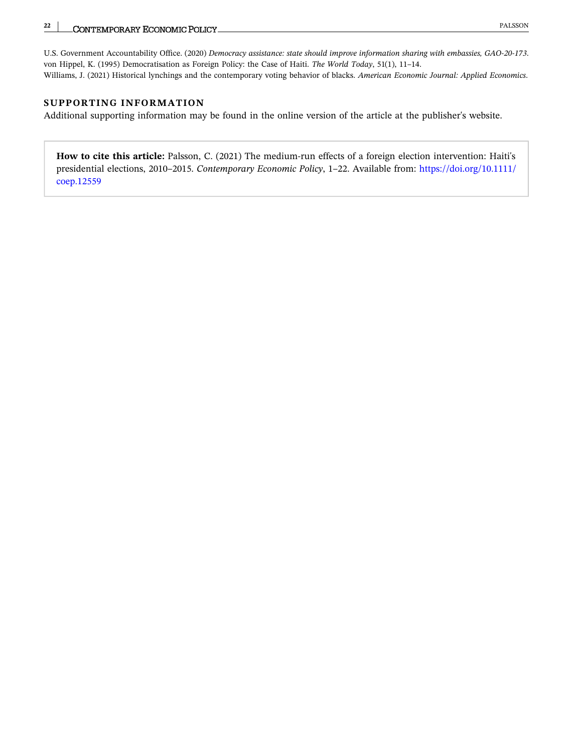U.S. Government Accountability Office. (2020) *Democracy assistance: state should improve information sharing with embassies, GAO-20-173*.

von Hippel, K. (1995) Democratisation as Foreign Policy: the Case of Haiti. *The World Today*, 51(1), 11–14.

Williams, J. (2021) Historical lynchings and the contemporary voting behavior of blacks. *American Economic Journal: Applied Economics*.

## SUPPORTING INFORMATION

Additional supporting information may be found in the online version of the article at the publisher's website.

**How to cite this article:** Palsson, C. (2021) The medium-run effects of a foreign election intervention: Haiti's presidential elections, 2010–2015. *Contemporary Economic Policy*, 1–22. Available from: https://doi.org/10.1111/coep.12559